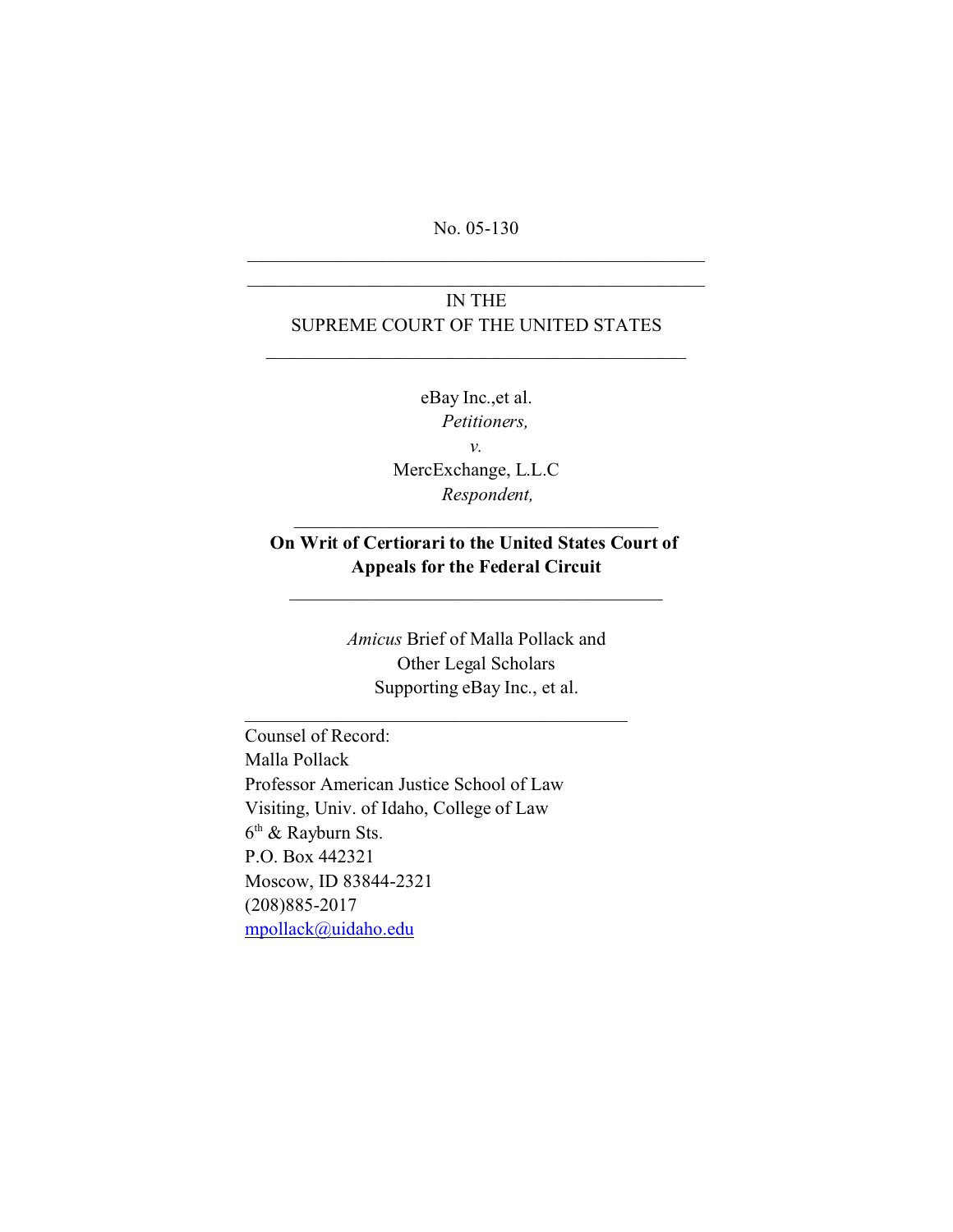No. 05-130

---

IN THE
SUPREME COURT OF THE UNITED STATES

---

eBay Inc.,et al.
*Petitioners,*
*v.*
MercExchange, L.L.C
*Respondent,*

---

**On Writ of Certiorari to the United States Court of Appeals for the Federal Circuit**

---

*Amicus* Brief of Malla Pollack and
Other Legal Scholars
Supporting eBay Inc., et al.

---

Counsel of Record:
Malla Pollack
Professor American Justice School of Law
Visiting, Univ. of Idaho, College of Law
6th & Rayburn Sts.
P.O. Box 442321
Moscow, ID 83844-2321
(208)885-2017
mpollack@uidaho.edu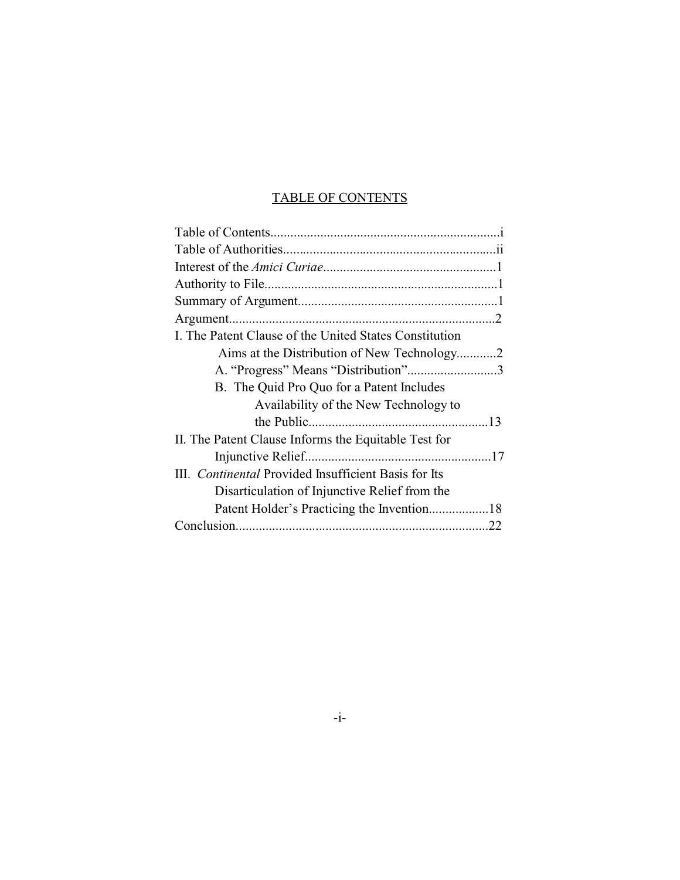## TABLE OF CONTENTS

Table of Contents....................................................................i
Table of Authorities...............................................................ii
Interest of the *Amici Curiae*...................................................1
Authority to File......................................................................1
Summary of Argument............................................................1
Argument................................................................................2
I. The Patent Clause of the United States Constitution
  Aims at the Distribution of New Technology............2
  A. "Progress" Means "Distribution"...........................3
  B. The Quid Pro Quo for a Patent Includes
    Availability of the New Technology to
    the Public......................................................13
II. The Patent Clause Informs the Equitable Test for
  Injunctive Relief........................................................17
III. *Continental* Provided Insufficient Basis for Its
  Disarticulation of Injunctive Relief from the
  Patent Holder's Practicing the Invention..................18
Conclusion............................................................................22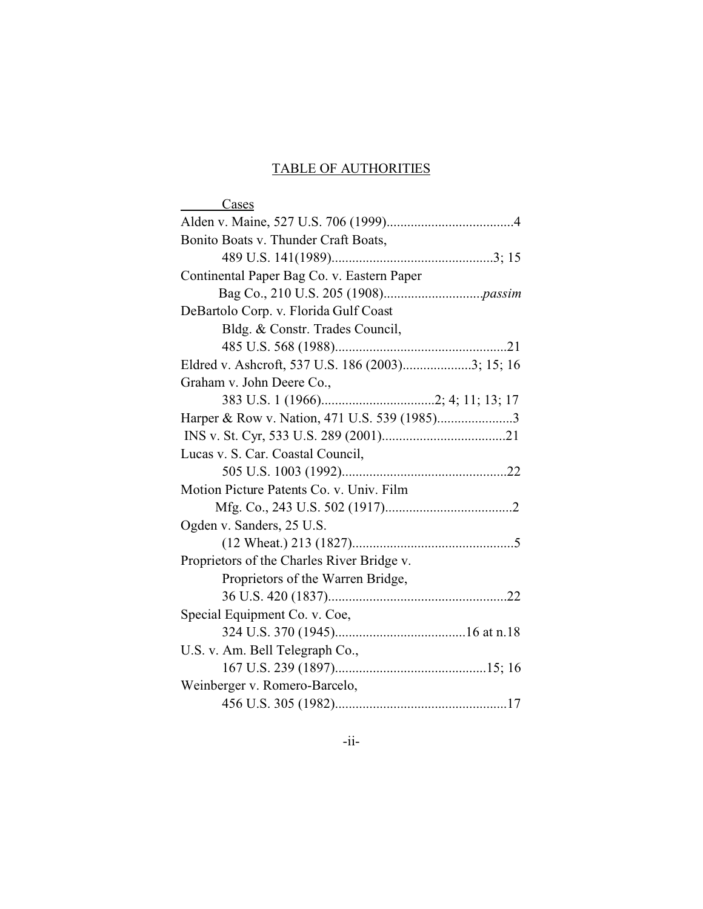# TABLE OF AUTHORITIES

Cases

Alden v. Maine, 527 U.S. 706 (1999).....................................4

Bonito Boats v. Thunder Craft Boats,
489 U.S. 141(1989)...............................................3; 15

Continental Paper Bag Co. v. Eastern Paper
Bag Co., 210 U.S. 205 (1908)............................*passim*

DeBartolo Corp. v. Florida Gulf Coast
Bldg. & Constr. Trades Council,
485 U.S. 568 (1988)..................................................21

Eldred v. Ashcroft, 537 U.S. 186 (2003)....................3; 15; 16

Graham v. John Deere Co.,
383 U.S. 1 (1966).................................2; 4; 11; 13; 17

Harper & Row v. Nation, 471 U.S. 539 (1985)......................3

INS v. St. Cyr, 533 U.S. 289 (2001)....................................21

Lucas v. S. Car. Coastal Council,
505 U.S. 1003 (1992)................................................22

Motion Picture Patents Co. v. Univ. Film
Mfg. Co., 243 U.S. 502 (1917).....................................2

Ogden v. Sanders, 25 U.S.
(12 Wheat.) 213 (1827)...............................................5

Proprietors of the Charles River Bridge v.
Proprietors of the Warren Bridge,
36 U.S. 420 (1837)....................................................22

Special Equipment Co. v. Coe,
324 U.S. 370 (1945)......................................16 at n.18

U.S. v. Am. Bell Telegraph Co.,
167 U.S. 239 (1897)............................................15; 16

Weinberger v. Romero-Barcelo,
456 U.S. 305 (1982)..................................................17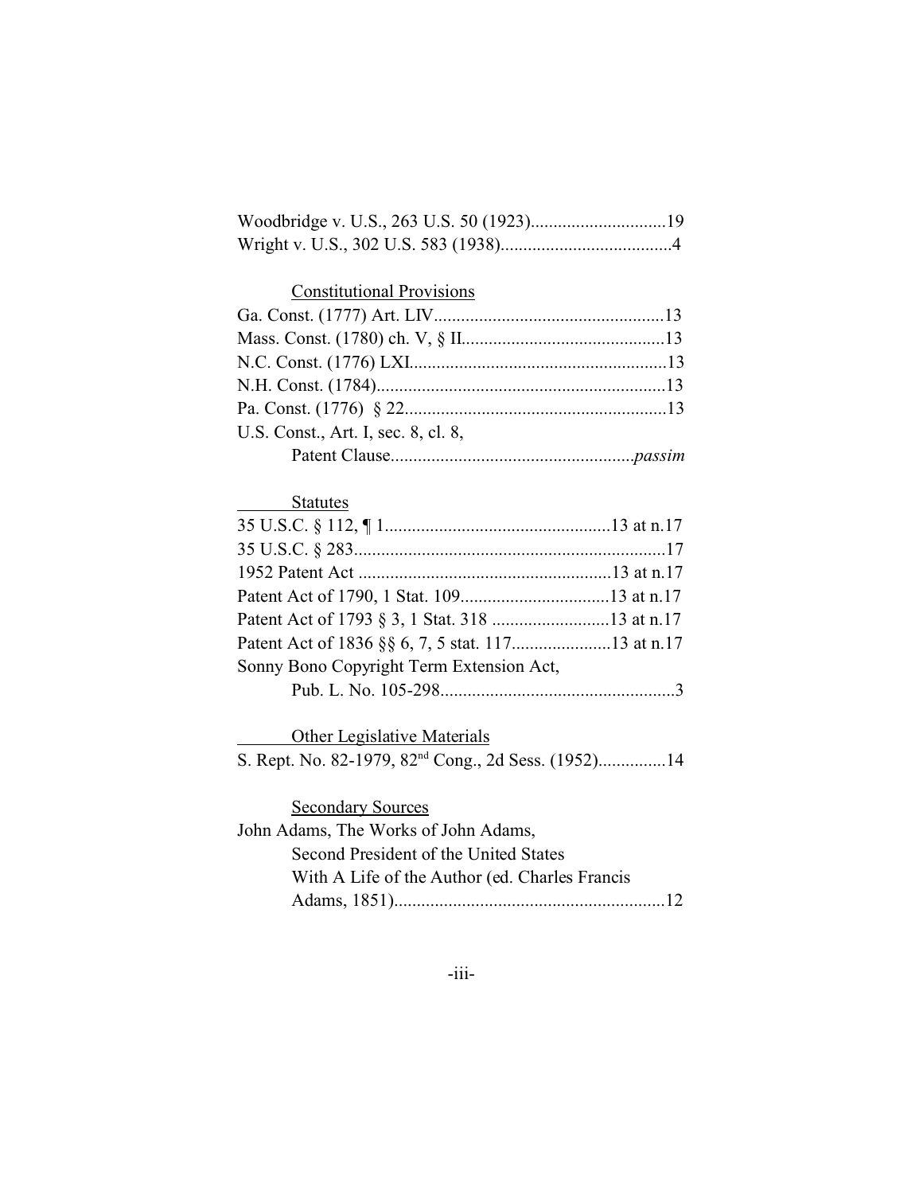Woodbridge v. U.S., 263 U.S. 50 (1923)..............................19
Wright v. U.S., 302 U.S. 583 (1938)......................................4

Constitutional Provisions

Ga. Const. (1777) Art. LIV...................................................13
Mass. Const. (1780) ch. V, § II.............................................13
N.C. Const. (1776) LXI.........................................................13
N.H. Const. (1784)................................................................13
Pa. Const. (1776) § 22..........................................................13
U.S. Const., Art. I, sec. 8, cl. 8,
Patent Clause......................................................*passim*

Statutes

35 U.S.C. § 112, ¶ 1..................................................13 at n.17
35 U.S.C. § 283.....................................................................17
1952 Patent Act ........................................................13 at n.17
Patent Act of 1790, 1 Stat. 109.................................13 at n.17
Patent Act of 1793 § 3, 1 Stat. 318 ..........................13 at n.17
Patent Act of 1836 §§ 6, 7, 5 stat. 117......................13 at n.17
Sonny Bono Copyright Term Extension Act,
Pub. L. No. 105-298....................................................3

Other Legislative Materials

S. Rept. No. 82-1979, 82nd Cong., 2d Sess. (1952)...............14

Secondary Sources

John Adams, The Works of John Adams,
Second President of the United States
With A Life of the Author (ed. Charles Francis
Adams, 1851)............................................................12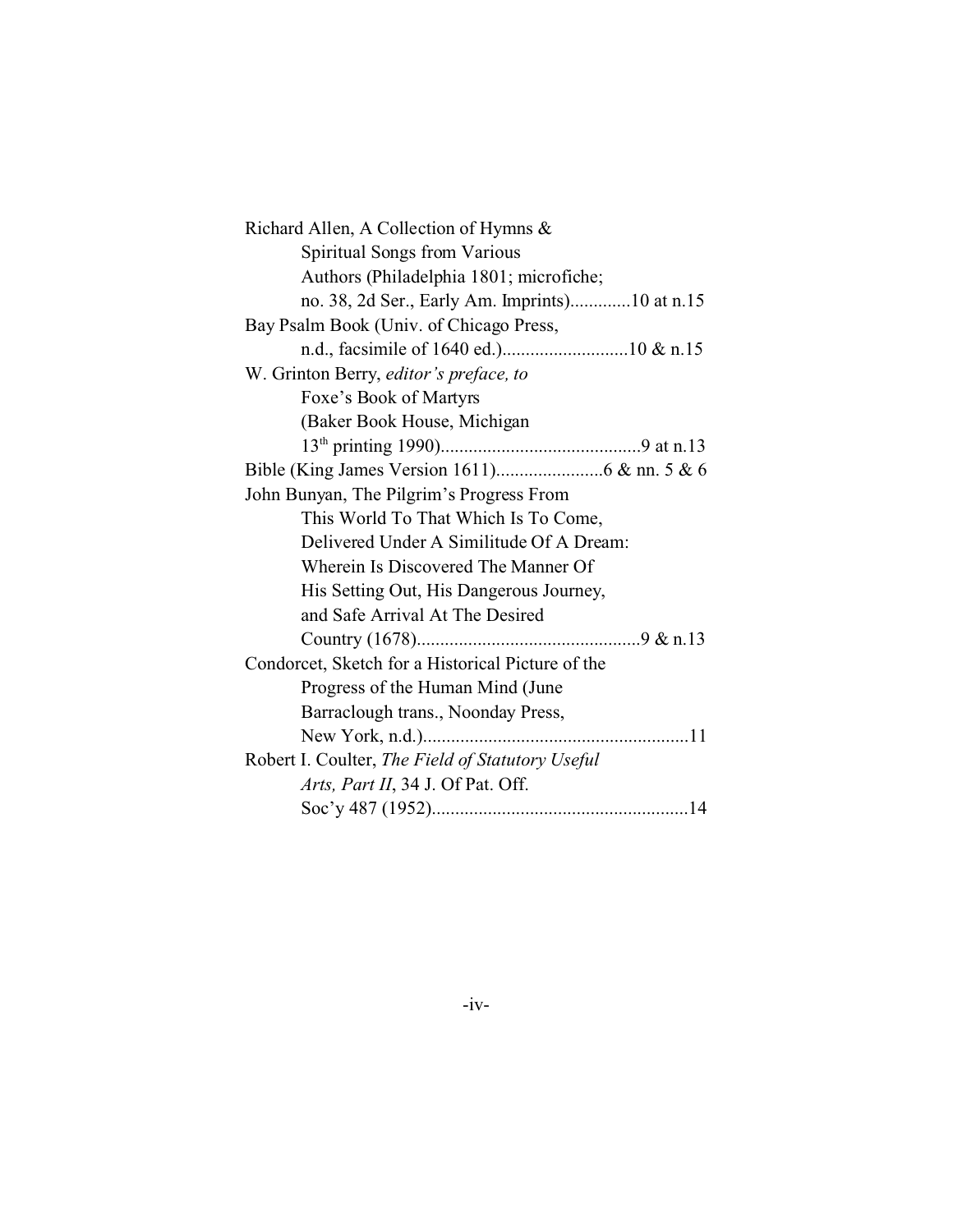Richard Allen, A Collection of Hymns & Spiritual Songs from Various Authors (Philadelphia 1801; microfiche; no. 38, 2d Ser., Early Am. Imprints).............10 at n.15

Bay Psalm Book (Univ. of Chicago Press, n.d., facsimile of 1640 ed.)...........................10 & n.15

W. Grinton Berry, *editor's preface, to* Foxe's Book of Martyrs (Baker Book House, Michigan 13th printing 1990)...........................................9 at n.13

Bible (King James Version 1611).......................6 & nn. 5 & 6

John Bunyan, The Pilgrim's Progress From This World To That Which Is To Come, Delivered Under A Similitude Of A Dream: Wherein Is Discovered The Manner Of His Setting Out, His Dangerous Journey, and Safe Arrival At The Desired Country (1678)................................................9 & n.13

Condorcet, Sketch for a Historical Picture of the Progress of the Human Mind (June Barraclough trans., Noonday Press, New York, n.d.).........................................................11

Robert I. Coulter, *The Field of Statutory Useful Arts, Part II*, 34 J. Of Pat. Off. Soc'y 487 (1952).......................................................14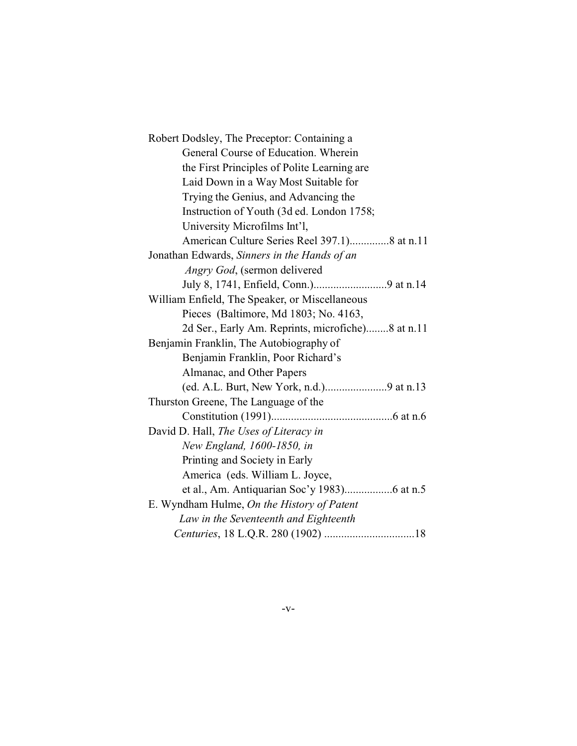Robert Dodsley, The Preceptor: Containing a General Course of Education. Wherein the First Principles of Polite Learning are Laid Down in a Way Most Suitable for Trying the Genius, and Advancing the Instruction of Youth (3d ed. London 1758; University Microfilms Int'l, American Culture Series Reel 397.1)..............8 at n.11

Jonathan Edwards, *Sinners in the Hands of an Angry God*, (sermon delivered July 8, 1741, Enfield, Conn.)..........................9 at n.14

William Enfield, The Speaker, or Miscellaneous Pieces (Baltimore, Md 1803; No. 4163, 2d Ser., Early Am. Reprints, microfiche)........8 at n.11

Benjamin Franklin, The Autobiography of Benjamin Franklin, Poor Richard's Almanac, and Other Papers (ed. A.L. Burt, New York, n.d.)......................9 at n.13

Thurston Greene, The Language of the Constitution (1991)...........................................6 at n.6

David D. Hall, *The Uses of Literacy in New England, 1600-1850, in* Printing and Society in Early America (eds. William L. Joyce, et al., Am. Antiquarian Soc'y 1983).................6 at n.5

E. Wyndham Hulme, *On the History of Patent Law in the Seventeenth and Eighteenth Centuries*, 18 L.Q.R. 280 (1902) ................................18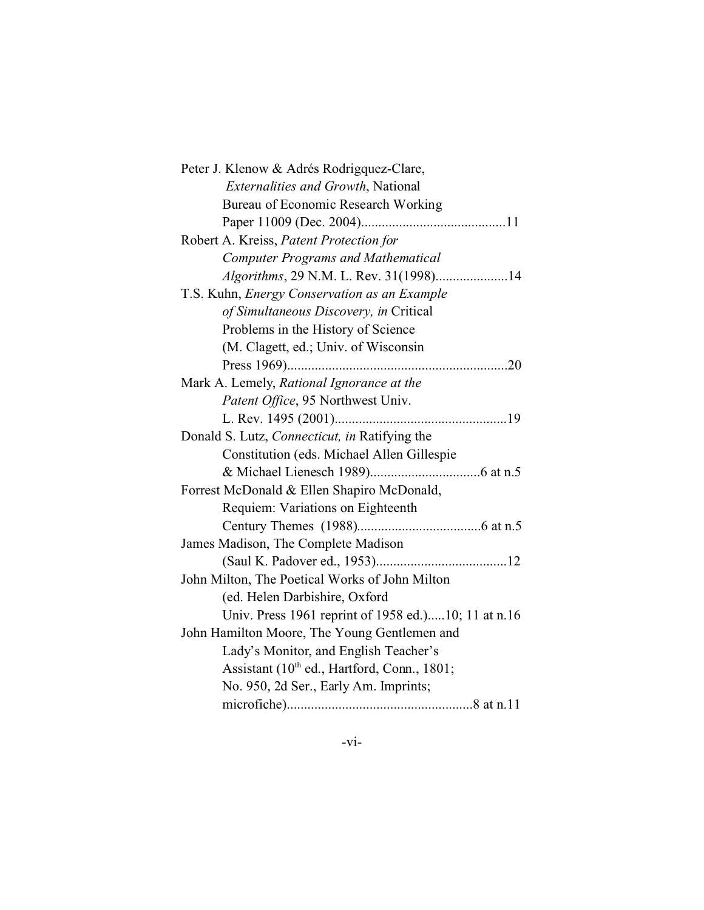Peter J. Klenow & Adrés Rodrigquez-Clare, *Externalities and Growth*, National Bureau of Economic Research Working Paper 11009 (Dec. 2004)..........................................11

Robert A. Kreiss, *Patent Protection for Computer Programs and Mathematical Algorithms*, 29 N.M. L. Rev. 31(1998).....................14

T.S. Kuhn, *Energy Conservation as an Example of Simultaneous Discovery, in* Critical Problems in the History of Science (M. Clagett, ed.; Univ. of Wisconsin Press 1969)................................................................20

Mark A. Lemely, *Rational Ignorance at the Patent Office*, 95 Northwest Univ. L. Rev. 1495 (2001)..................................................19

Donald S. Lutz, *Connecticut, in* Ratifying the Constitution (eds. Michael Allen Gillespie & Michael Lienesch 1989)................................6 at n.5

Forrest McDonald & Ellen Shapiro McDonald, Requiem: Variations on Eighteenth Century Themes (1988)....................................6 at n.5

James Madison, The Complete Madison (Saul K. Padover ed., 1953)......................................12

John Milton, The Poetical Works of John Milton (ed. Helen Darbishire, Oxford Univ. Press 1961 reprint of 1958 ed.).....10; 11 at n.16

John Hamilton Moore, The Young Gentlemen and Lady's Monitor, and English Teacher's Assistant (10th ed., Hartford, Conn., 1801; No. 950, 2d Ser., Early Am. Imprints; microfiche)......................................................8 at n.11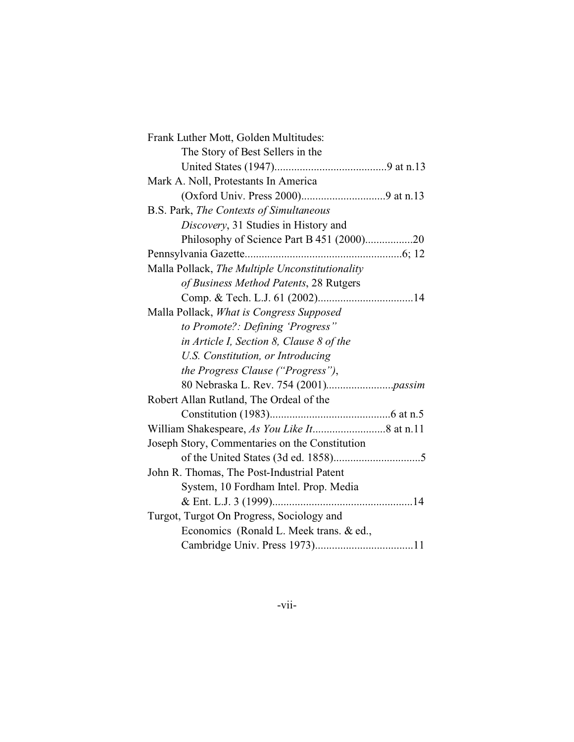Frank Luther Mott, Golden Multitudes: The Story of Best Sellers in the United States (1947)........................................9 at n.13

Mark A. Noll, Protestants In America (Oxford Univ. Press 2000)..............................9 at n.13

B.S. Park, *The Contexts of Simultaneous Discovery*, 31 Studies in History and Philosophy of Science Part B 451 (2000).................20

Pennsylvania Gazette........................................................6; 12

Malla Pollack, *The Multiple Unconstitutionality of Business Method Patents*, 28 Rutgers Comp. & Tech. L.J. 61 (2002)..................................14

Malla Pollack, *What is Congress Supposed to Promote?: Defining 'Progress" in Article I, Section 8, Clause 8 of the U.S. Constitution, or Introducing the Progress Clause ("Progress")*, 80 Nebraska L. Rev. 754 (2001)........................*passim*

Robert Allan Rutland, The Ordeal of the Constitution (1983)...........................................6 at n.5

William Shakespeare, *As You Like It*..........................8 at n.11

Joseph Story, Commentaries on the Constitution of the United States (3d ed. 1858)...............................5

John R. Thomas, The Post-Industrial Patent System, 10 Fordham Intel. Prop. Media & Ent. L.J. 3 (1999)..................................................14

Turgot, Turgot On Progress, Sociology and Economics (Ronald L. Meek trans. & ed., Cambridge Univ. Press 1973)...................................11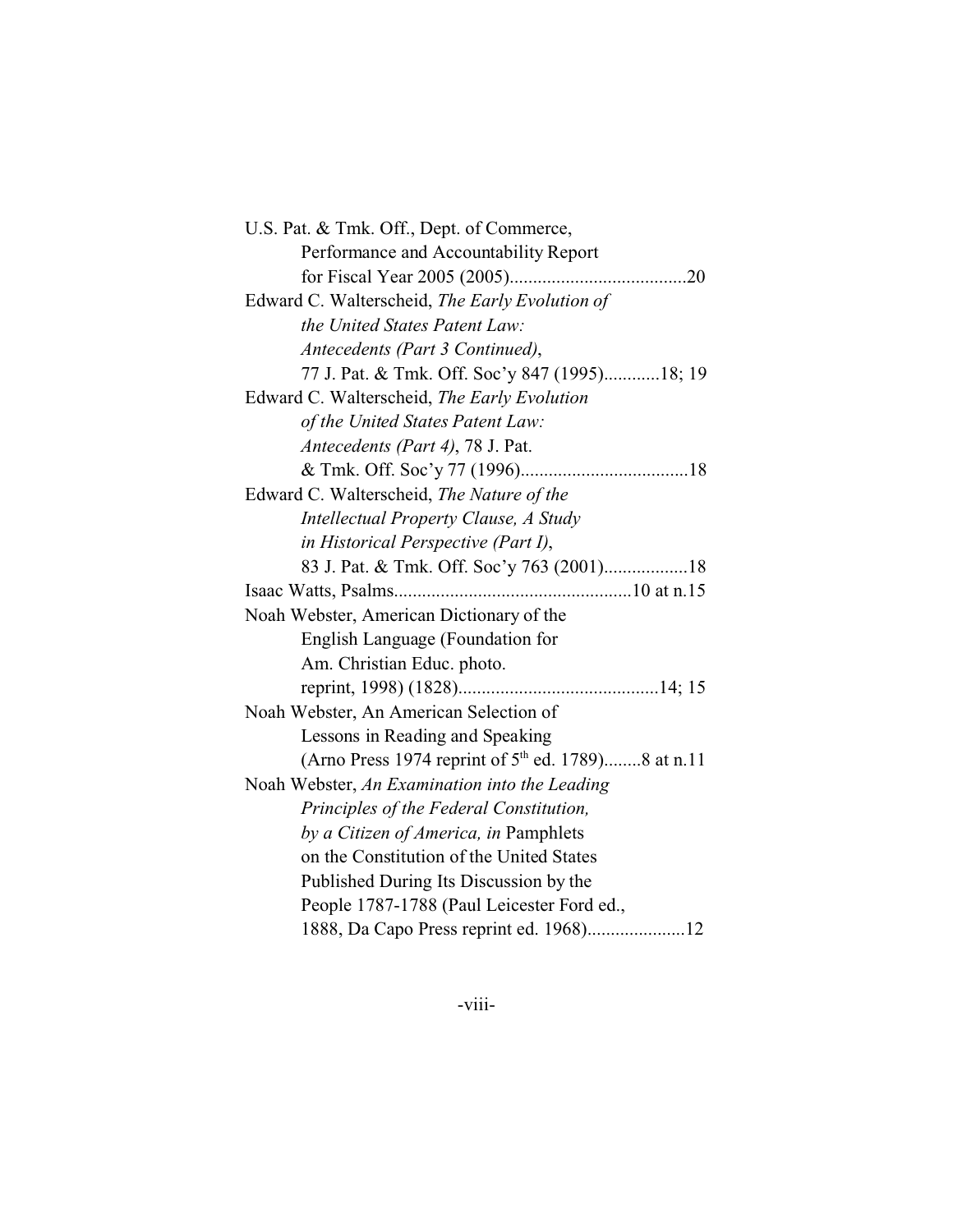U.S. Pat. & Tmk. Off., Dept. of Commerce, Performance and Accountability Report for Fiscal Year 2005 (2005)......................................20

Edward C. Walterscheid, *The Early Evolution of the United States Patent Law: Antecedents (Part 3 Continued)*, 77 J. Pat. & Tmk. Off. Soc'y 847 (1995)............18; 19

Edward C. Walterscheid, *The Early Evolution of the United States Patent Law: Antecedents (Part 4)*, 78 J. Pat. & Tmk. Off. Soc'y 77 (1996)....................................18

Edward C. Walterscheid, *The Nature of the Intellectual Property Clause, A Study in Historical Perspective (Part I)*, 83 J. Pat. & Tmk. Off. Soc'y 763 (2001)..................18

Isaac Watts, Psalms..................................................10 at n.15

Noah Webster, American Dictionary of the English Language (Foundation for Am. Christian Educ. photo. reprint, 1998) (1828)...........................................14; 15

Noah Webster, An American Selection of Lessons in Reading and Speaking (Arno Press 1974 reprint of 5th ed. 1789)........8 at n.11

Noah Webster, *An Examination into the Leading Principles of the Federal Constitution, by a Citizen of America, in* Pamphlets on the Constitution of the United States Published During Its Discussion by the People 1787-1788 (Paul Leicester Ford ed., 1888, Da Capo Press reprint ed. 1968).....................12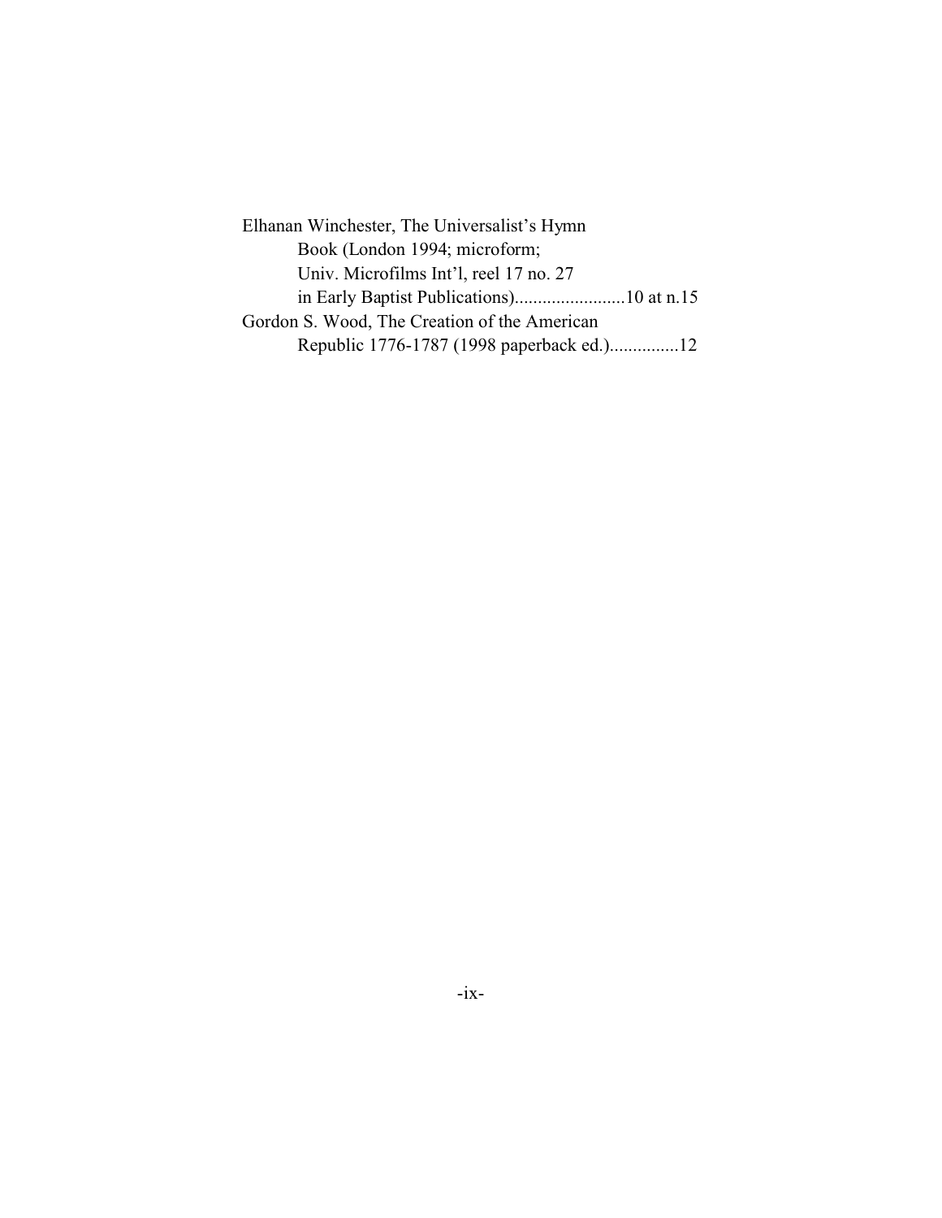Elhanan Winchester, The Universalist's Hymn
    Book (London 1994; microform;
    Univ. Microfilms Int'l, reel 17 no. 27
    in Early Baptist Publications)........................10 at n.15

Gordon S. Wood, The Creation of the American
    Republic 1776-1787 (1998 paperback ed.)...............12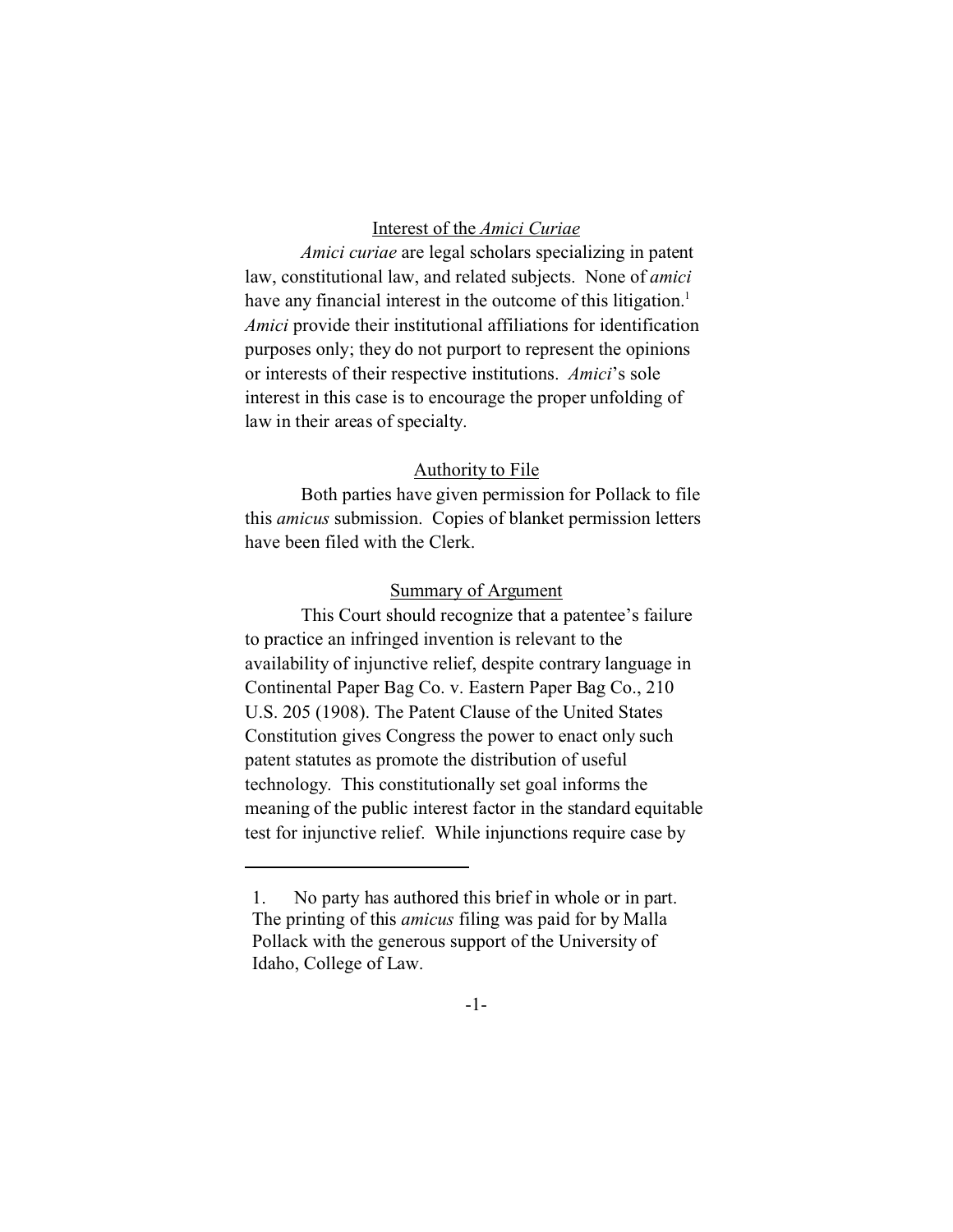## Interest of the *Amici Curiae*

*Amici curiae* are legal scholars specializing in patent law, constitutional law, and related subjects. None of *amici* have any financial interest in the outcome of this litigation.[1] *Amici* provide their institutional affiliations for identification purposes only; they do not purport to represent the opinions or interests of their respective institutions. *Amici*'s sole interest in this case is to encourage the proper unfolding of law in their areas of specialty.

## Authority to File

Both parties have given permission for Pollack to file this *amicus* submission. Copies of blanket permission letters have been filed with the Clerk.

## Summary of Argument

This Court should recognize that a patentee's failure to practice an infringed invention is relevant to the availability of injunctive relief, despite contrary language in Continental Paper Bag Co. v. Eastern Paper Bag Co., 210 U.S. 205 (1908). The Patent Clause of the United States Constitution gives Congress the power to enact only such patent statutes as promote the distribution of useful technology. This constitutionally set goal informs the meaning of the public interest factor in the standard equitable test for injunctive relief. While injunctions require case by

---

1. No party has authored this brief in whole or in part. The printing of this *amicus* filing was paid for by Malla Pollack with the generous support of the University of Idaho, College of Law.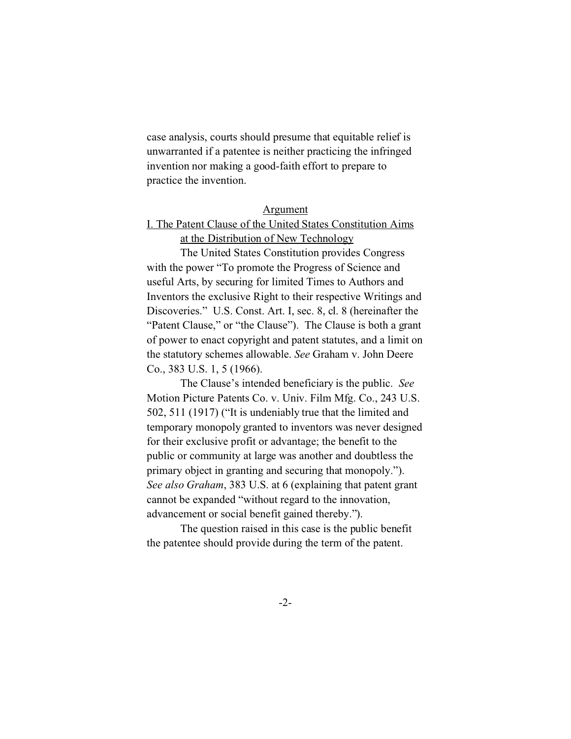case analysis, courts should presume that equitable relief is unwarranted if a patentee is neither practicing the infringed invention nor making a good-faith effort to prepare to practice the invention.

## Argument

### I. The Patent Clause of the United States Constitution Aims at the Distribution of New Technology

The United States Constitution provides Congress with the power "To promote the Progress of Science and useful Arts, by securing for limited Times to Authors and Inventors the exclusive Right to their respective Writings and Discoveries." U.S. Const. Art. I, sec. 8, cl. 8 (hereinafter the "Patent Clause," or "the Clause"). The Clause is both a grant of power to enact copyright and patent statutes, and a limit on the statutory schemes allowable. *See* Graham v. John Deere Co., 383 U.S. 1, 5 (1966).

The Clause's intended beneficiary is the public. *See* Motion Picture Patents Co. v. Univ. Film Mfg. Co., 243 U.S. 502, 511 (1917) ("It is undeniably true that the limited and temporary monopoly granted to inventors was never designed for their exclusive profit or advantage; the benefit to the public or community at large was another and doubtless the primary object in granting and securing that monopoly."). *See also Graham*, 383 U.S. at 6 (explaining that patent grant cannot be expanded "without regard to the innovation, advancement or social benefit gained thereby.").

The question raised in this case is the public benefit the patentee should provide during the term of the patent.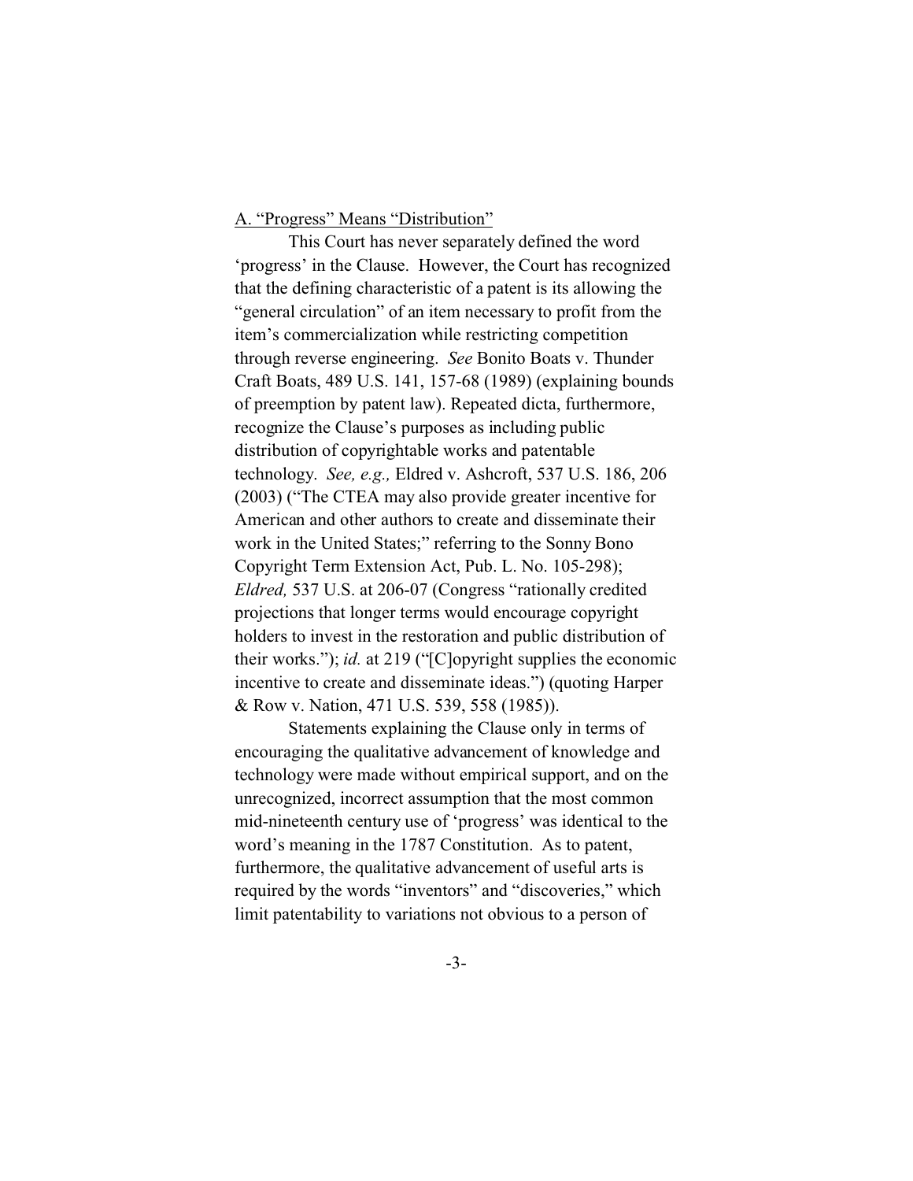A. "Progress" Means "Distribution"

This Court has never separately defined the word 'progress' in the Clause. However, the Court has recognized that the defining characteristic of a patent is its allowing the "general circulation" of an item necessary to profit from the item's commercialization while restricting competition through reverse engineering. *See* Bonito Boats v. Thunder Craft Boats, 489 U.S. 141, 157-68 (1989) (explaining bounds of preemption by patent law). Repeated dicta, furthermore, recognize the Clause's purposes as including public distribution of copyrightable works and patentable technology. *See, e.g.,* Eldred v. Ashcroft, 537 U.S. 186, 206 (2003) ("The CTEA may also provide greater incentive for American and other authors to create and disseminate their work in the United States;" referring to the Sonny Bono Copyright Term Extension Act, Pub. L. No. 105-298); *Eldred,* 537 U.S. at 206-07 (Congress "rationally credited projections that longer terms would encourage copyright holders to invest in the restoration and public distribution of their works."); *id.* at 219 ("[C]opyright supplies the economic incentive to create and disseminate ideas.") (quoting Harper & Row v. Nation, 471 U.S. 539, 558 (1985)).

Statements explaining the Clause only in terms of encouraging the qualitative advancement of knowledge and technology were made without empirical support, and on the unrecognized, incorrect assumption that the most common mid-nineteenth century use of 'progress' was identical to the word's meaning in the 1787 Constitution. As to patent, furthermore, the qualitative advancement of useful arts is required by the words "inventors" and "discoveries," which limit patentability to variations not obvious to a person of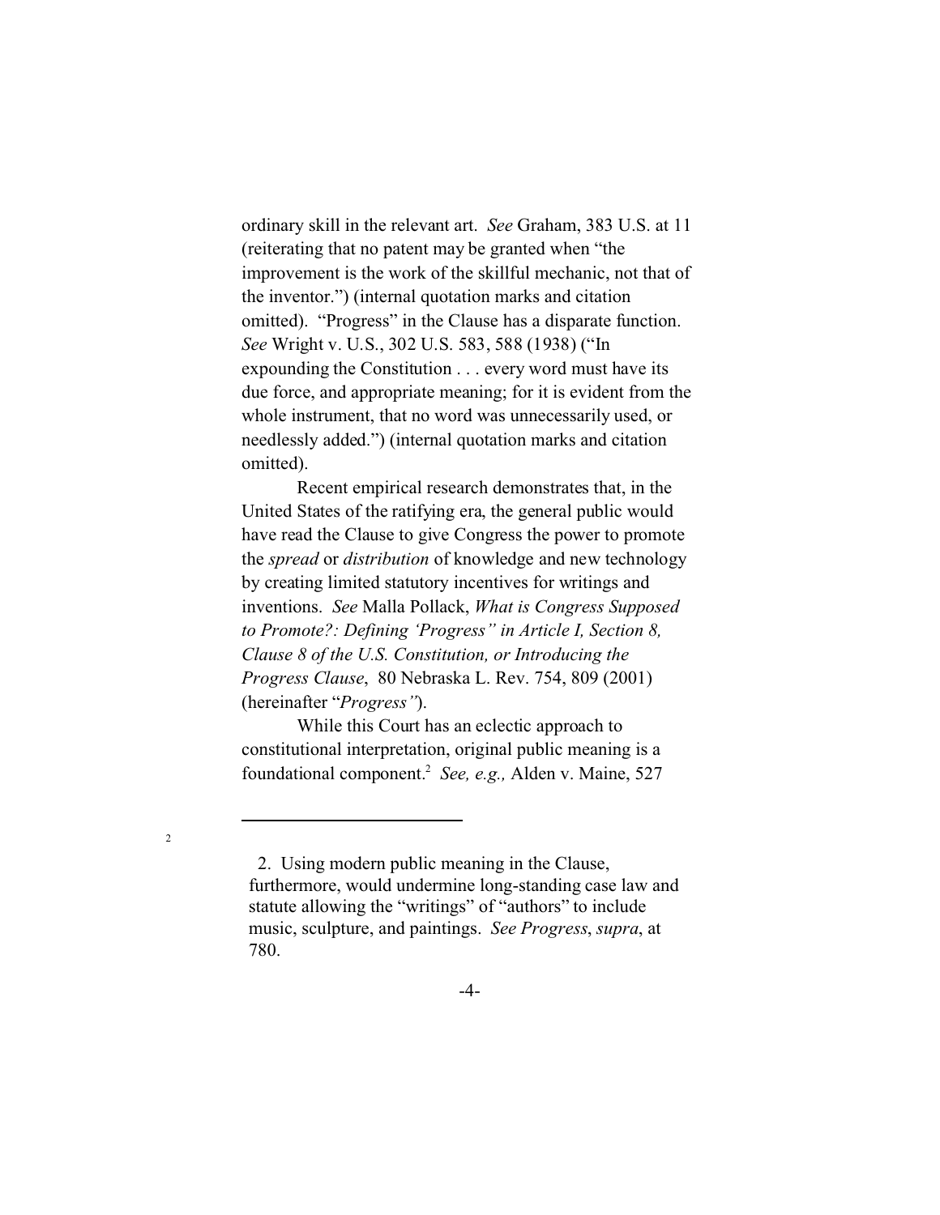ordinary skill in the relevant art. *See* Graham, 383 U.S. at 11 (reiterating that no patent may be granted when "the improvement is the work of the skillful mechanic, not that of the inventor.") (internal quotation marks and citation omitted). "Progress" in the Clause has a disparate function. *See* Wright v. U.S., 302 U.S. 583, 588 (1938) ("In expounding the Constitution . . . every word must have its due force, and appropriate meaning; for it is evident from the whole instrument, that no word was unnecessarily used, or needlessly added.") (internal quotation marks and citation omitted).

Recent empirical research demonstrates that, in the United States of the ratifying era, the general public would have read the Clause to give Congress the power to promote the *spread* or *distribution* of knowledge and new technology by creating limited statutory incentives for writings and inventions. *See* Malla Pollack, *What is Congress Supposed to Promote?: Defining 'Progress" in Article I, Section 8, Clause 8 of the U.S. Constitution, or Introducing the Progress Clause*, 80 Nebraska L. Rev. 754, 809 (2001) (hereinafter "*Progress"*).

While this Court has an eclectic approach to constitutional interpretation, original public meaning is a foundational component.[2] *See, e.g.,* Alden v. Maine, 527

---

[2]

2. Using modern public meaning in the Clause, furthermore, would undermine long-standing case law and statute allowing the "writings" of "authors" to include music, sculpture, and paintings. *See Progress*, *supra*, at 780.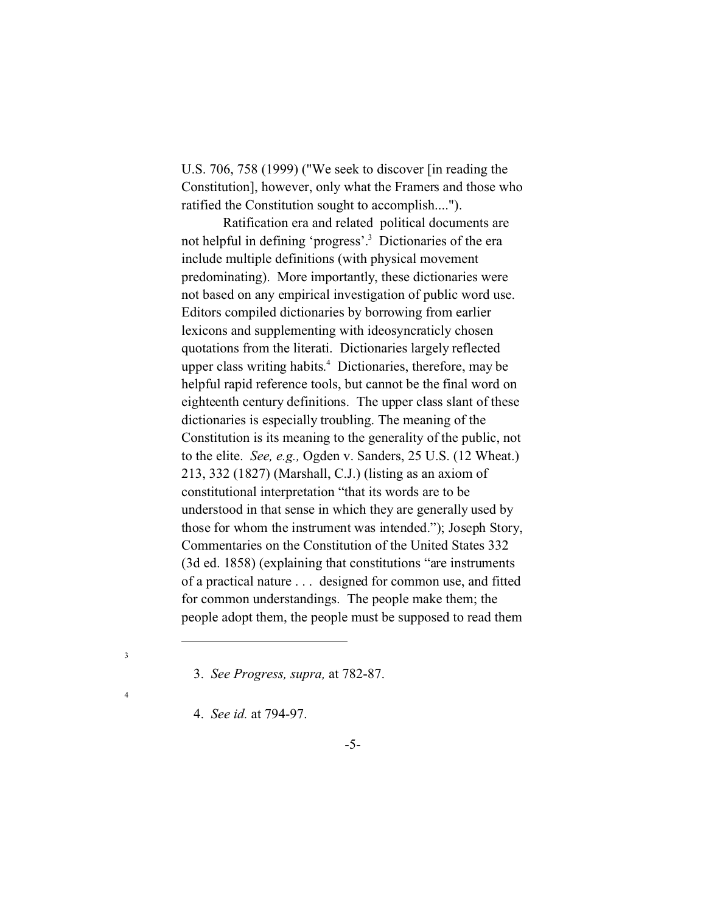U.S. 706, 758 (1999) ("We seek to discover [in reading the Constitution], however, only what the Framers and those who ratified the Constitution sought to accomplish....").

Ratification era and related political documents are not helpful in defining 'progress'.[3] Dictionaries of the era include multiple definitions (with physical movement predominating). More importantly, these dictionaries were not based on any empirical investigation of public word use. Editors compiled dictionaries by borrowing from earlier lexicons and supplementing with ideosyncraticly chosen quotations from the literati. Dictionaries largely reflected upper class writing habits.[4] Dictionaries, therefore, may be helpful rapid reference tools, but cannot be the final word on eighteenth century definitions. The upper class slant of these dictionaries is especially troubling. The meaning of the Constitution is its meaning to the generality of the public, not to the elite. *See, e.g.,* Ogden v. Sanders, 25 U.S. (12 Wheat.) 213, 332 (1827) (Marshall, C.J.) (listing as an axiom of constitutional interpretation "that its words are to be understood in that sense in which they are generally used by those for whom the instrument was intended."); Joseph Story, Commentaries on the Constitution of the United States 332 (3d ed. 1858) (explaining that constitutions "are instruments of a practical nature . . . designed for common use, and fitted for common understandings. The people make them; the people adopt them, the people must be supposed to read them

---

3. *See Progress, supra,* at 782-87.

4. *See id.* at 794-97.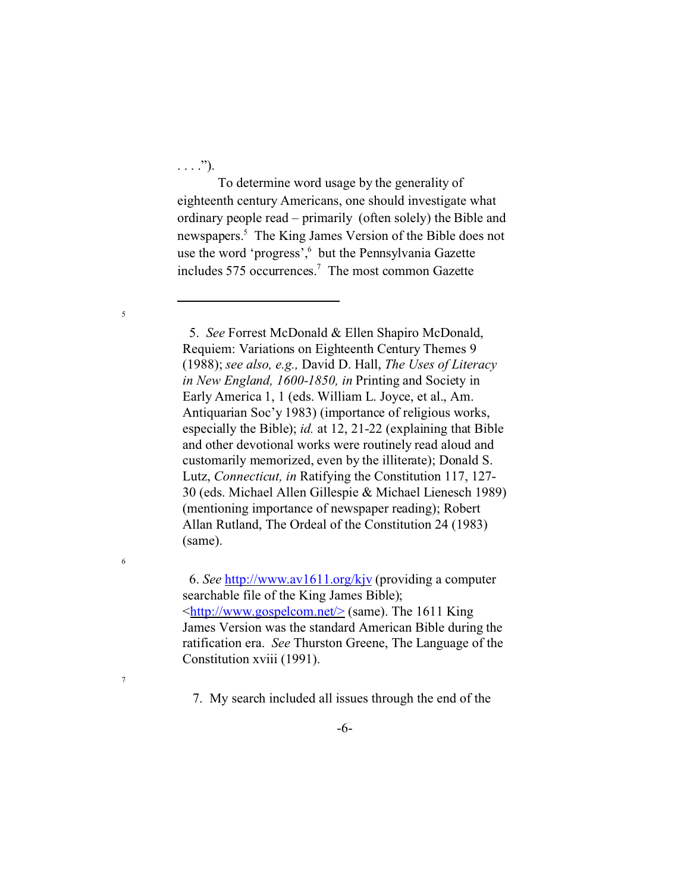. . . .").

To determine word usage by the generality of eighteenth century Americans, one should investigate what ordinary people read – primarily (often solely) the Bible and newspapers.[5] The King James Version of the Bible does not use the word 'progress',[6] but the Pennsylvania Gazette includes 575 occurrences.[7] The most common Gazette

---

5. *See* Forrest McDonald & Ellen Shapiro McDonald, Requiem: Variations on Eighteenth Century Themes 9 (1988); *see also, e.g.,* David D. Hall, *The Uses of Literacy in New England, 1600-1850, in* Printing and Society in Early America 1, 1 (eds. William L. Joyce, et al., Am. Antiquarian Soc'y 1983) (importance of religious works, especially the Bible); *id.* at 12, 21-22 (explaining that Bible and other devotional works were routinely read aloud and customarily memorized, even by the illiterate); Donald S. Lutz, *Connecticut, in* Ratifying the Constitution 117, 127-30 (eds. Michael Allen Gillespie & Michael Lienesch 1989) (mentioning importance of newspaper reading); Robert Allan Rutland, The Ordeal of the Constitution 24 (1983) (same).

6. *See* http://www.av1611.org/kjv (providing a computer searchable file of the King James Bible); <http://www.gospelcom.net/> (same). The 1611 King James Version was the standard American Bible during the ratification era. *See* Thurston Greene, The Language of the Constitution xviii (1991).

7. My search included all issues through the end of the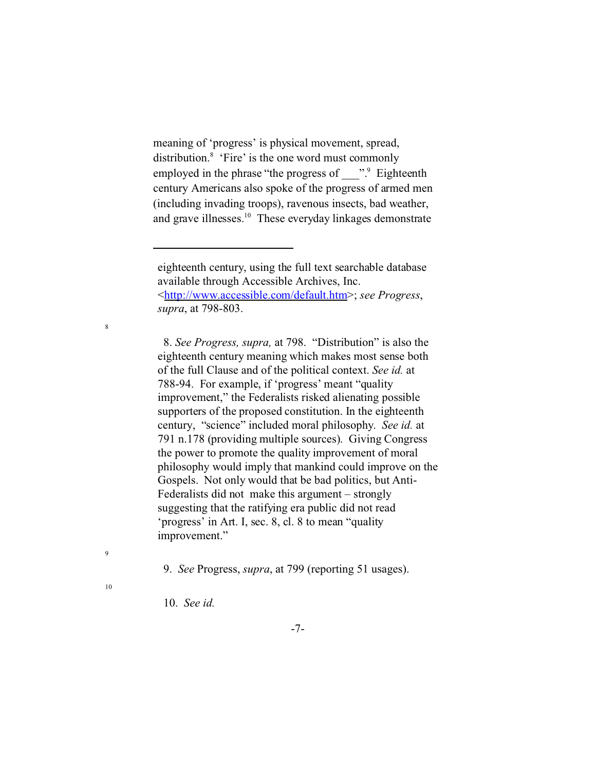meaning of 'progress' is physical movement, spread, distribution.[8] 'Fire' is the one word must commonly employed in the phrase "the progress of ___".[9] Eighteenth century Americans also spoke of the progress of armed men (including invading troops), ravenous insects, bad weather, and grave illnesses.[10] These everyday linkages demonstrate

---

eighteenth century, using the full text searchable database available through Accessible Archives, Inc. <http://www.accessible.com/default.htm>; *see Progress*, *supra*, at 798-803.

8. *See Progress, supra,* at 798. "Distribution" is also the eighteenth century meaning which makes most sense both of the full Clause and of the political context. *See id.* at 788-94. For example, if 'progress' meant "quality improvement," the Federalists risked alienating possible supporters of the proposed constitution. In the eighteenth century, "science" included moral philosophy. *See id.* at 791 n.178 (providing multiple sources). Giving Congress the power to promote the quality improvement of moral philosophy would imply that mankind could improve on the Gospels. Not only would that be bad politics, but Anti-Federalists did not make this argument – strongly suggesting that the ratifying era public did not read 'progress' in Art. I, sec. 8, cl. 8 to mean "quality improvement."

9. *See* Progress, *supra*, at 799 (reporting 51 usages).

10. *See id.*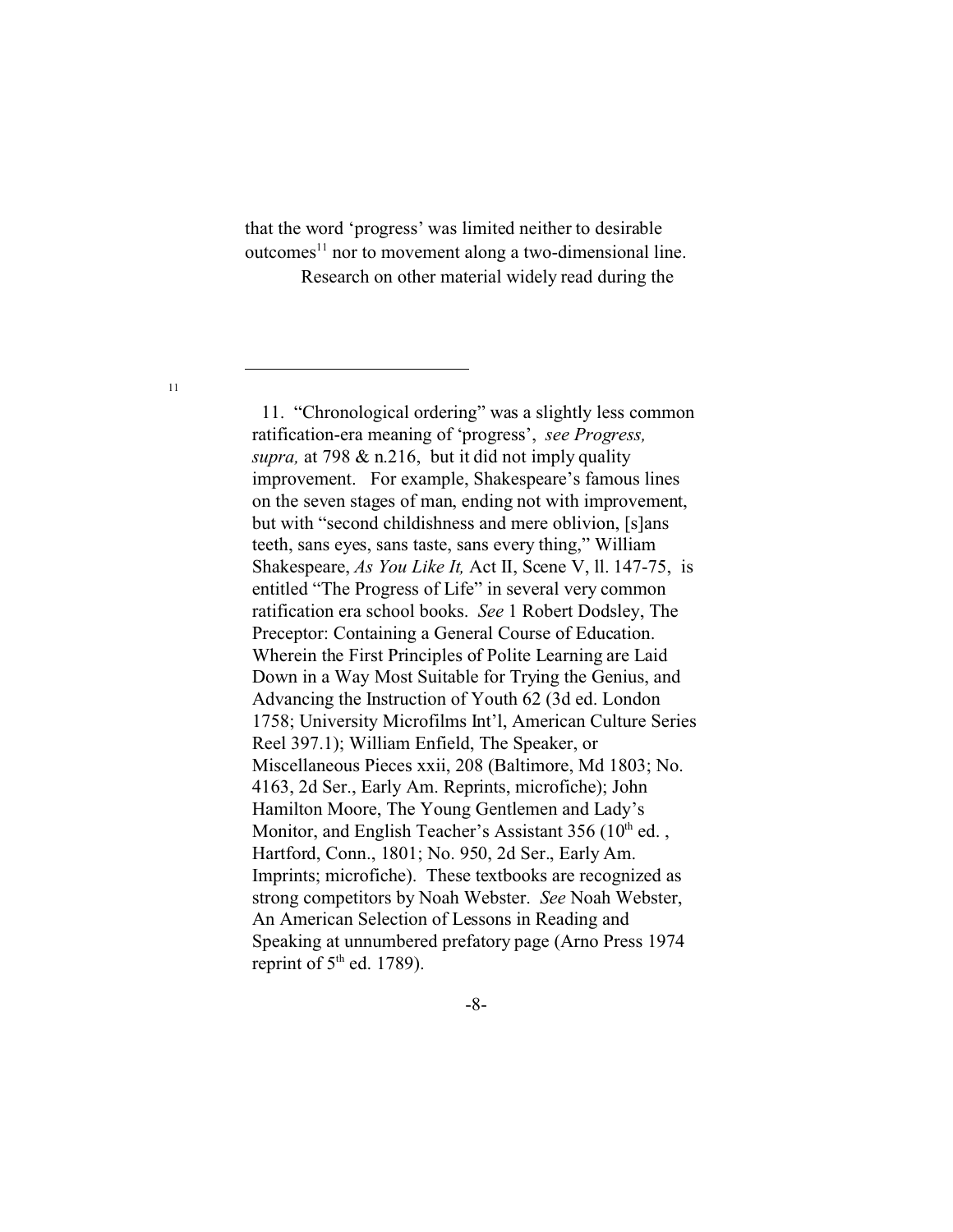that the word 'progress' was limited neither to desirable outcomes[11] nor to movement along a two-dimensional line.

Research on other material widely read during the

---

11. "Chronological ordering" was a slightly less common ratification-era meaning of 'progress', *see Progress, supra,* at 798 & n.216, but it did not imply quality improvement. For example, Shakespeare's famous lines on the seven stages of man, ending not with improvement, but with "second childishness and mere oblivion, [s]ans teeth, sans eyes, sans taste, sans every thing," William Shakespeare, *As You Like It,* Act II, Scene V, ll. 147-75, is entitled "The Progress of Life" in several very common ratification era school books. *See* 1 Robert Dodsley, The Preceptor: Containing a General Course of Education. Wherein the First Principles of Polite Learning are Laid Down in a Way Most Suitable for Trying the Genius, and Advancing the Instruction of Youth 62 (3d ed. London 1758; University Microfilms Int'l, American Culture Series Reel 397.1); William Enfield, The Speaker, or Miscellaneous Pieces xxii, 208 (Baltimore, Md 1803; No. 4163, 2d Ser., Early Am. Reprints, microfiche); John Hamilton Moore, The Young Gentlemen and Lady's Monitor, and English Teacher's Assistant 356 (10th ed. , Hartford, Conn., 1801; No. 950, 2d Ser., Early Am. Imprints; microfiche). These textbooks are recognized as strong competitors by Noah Webster. *See* Noah Webster, An American Selection of Lessons in Reading and Speaking at unnumbered prefatory page (Arno Press 1974 reprint of 5th ed. 1789).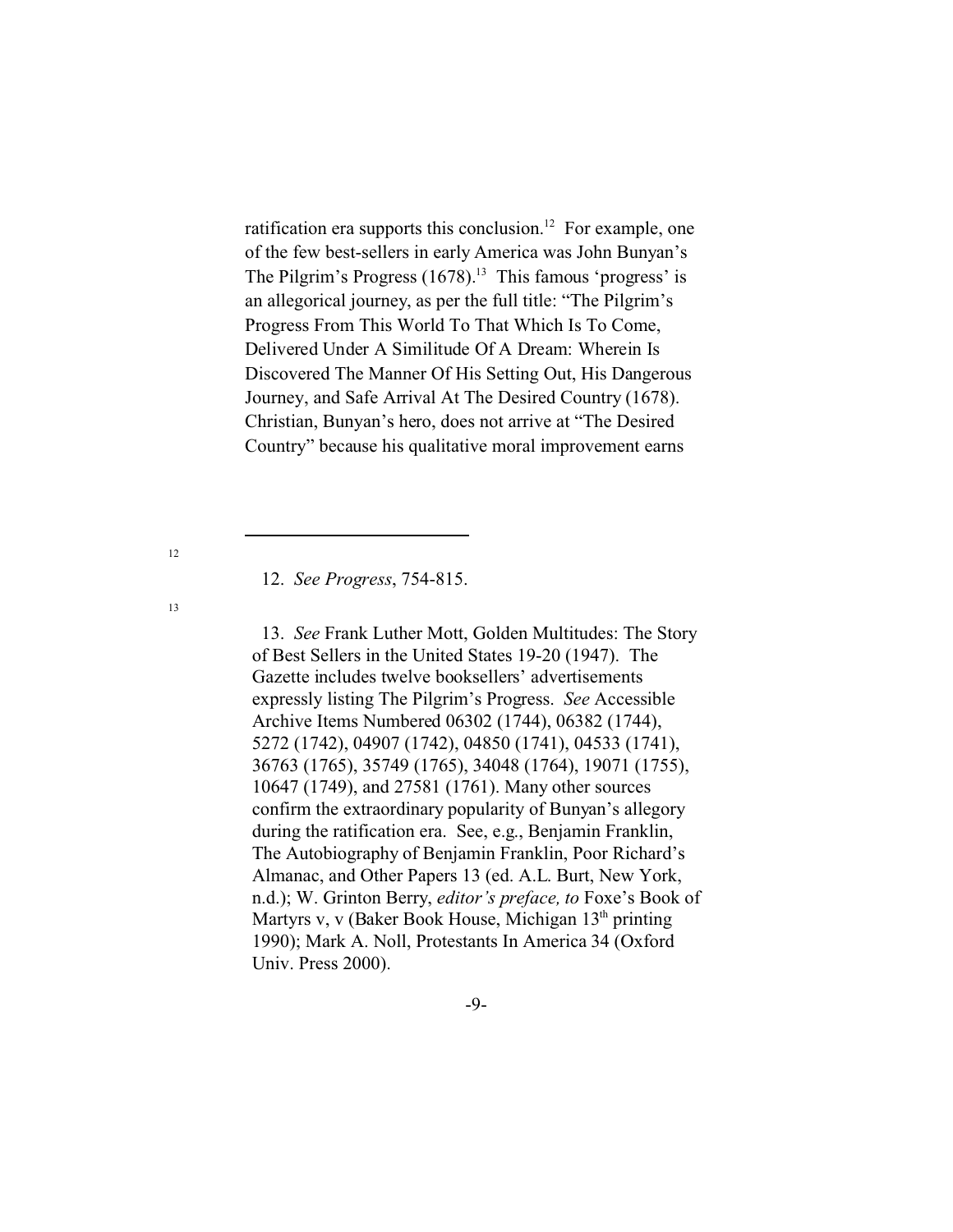ratification era supports this conclusion.[12] For example, one of the few best-sellers in early America was John Bunyan's The Pilgrim's Progress (1678).[13] This famous 'progress' is an allegorical journey, as per the full title: "The Pilgrim's Progress From This World To That Which Is To Come, Delivered Under A Similitude Of A Dream: Wherein Is Discovered The Manner Of His Setting Out, His Dangerous Journey, and Safe Arrival At The Desired Country (1678). Christian, Bunyan's hero, does not arrive at "The Desired Country" because his qualitative moral improvement earns

---

12. *See Progress*, 754-815.

13. *See* Frank Luther Mott, Golden Multitudes: The Story of Best Sellers in the United States 19-20 (1947). The Gazette includes twelve booksellers' advertisements expressly listing The Pilgrim's Progress. *See* Accessible Archive Items Numbered 06302 (1744), 06382 (1744), 5272 (1742), 04907 (1742), 04850 (1741), 04533 (1741), 36763 (1765), 35749 (1765), 34048 (1764), 19071 (1755), 10647 (1749), and 27581 (1761). Many other sources confirm the extraordinary popularity of Bunyan's allegory during the ratification era. See, e.g., Benjamin Franklin, The Autobiography of Benjamin Franklin, Poor Richard's Almanac, and Other Papers 13 (ed. A.L. Burt, New York, n.d.); W. Grinton Berry, *editor's preface, to* Foxe's Book of Martyrs v, v (Baker Book House, Michigan 13th printing 1990); Mark A. Noll, Protestants In America 34 (Oxford Univ. Press 2000).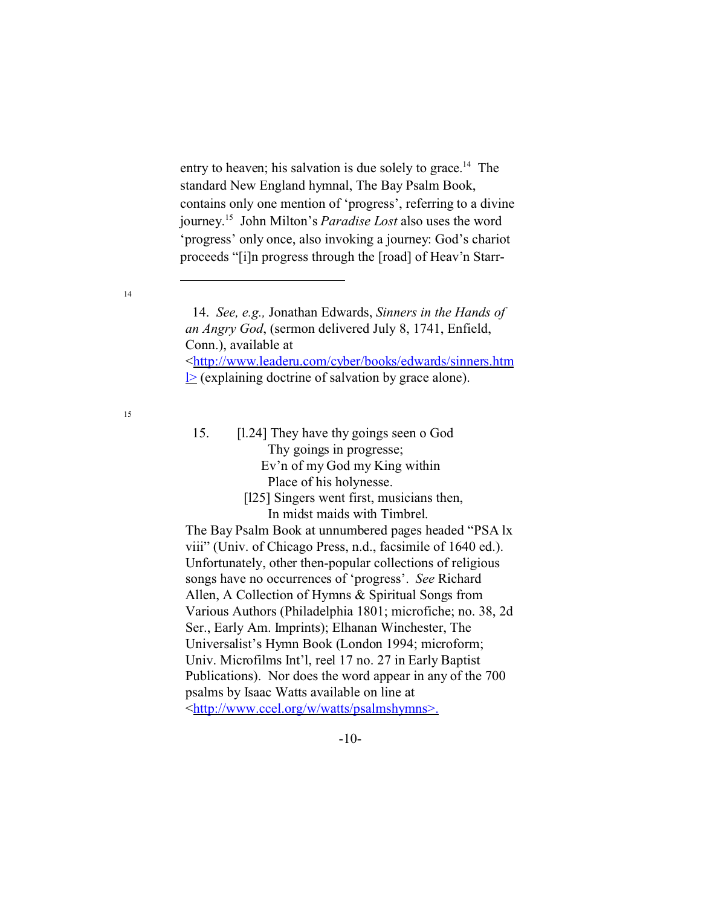entry to heaven; his salvation is due solely to grace.[14] The standard New England hymnal, The Bay Psalm Book, contains only one mention of 'progress', referring to a divine journey.[15] John Milton's *Paradise Lost* also uses the word 'progress' only once, also invoking a journey: God's chariot proceeds "[i]n progress through the [road] of Heav'n Starr-

---

14. *See, e.g.,* Jonathan Edwards, *Sinners in the Hands of an Angry God*, (sermon delivered July 8, 1741, Enfield, Conn.), available at <http://www.leaderu.com/cyber/books/edwards/sinners.html> (explaining doctrine of salvation by grace alone).

15. [l.24] They have thy goings seen o God
Thy goings in progresse;
Ev'n of my God my King within
Place of his holynesse.
[l25] Singers went first, musicians then,
In midst maids with Timbrel.

The Bay Psalm Book at unnumbered pages headed "PSA lx viii" (Univ. of Chicago Press, n.d., facsimile of 1640 ed.). Unfortunately, other then-popular collections of religious songs have no occurrences of 'progress'. *See* Richard Allen, A Collection of Hymns & Spiritual Songs from Various Authors (Philadelphia 1801; microfiche; no. 38, 2d Ser., Early Am. Imprints); Elhanan Winchester, The Universalist's Hymn Book (London 1994; microform; Univ. Microfilms Int'l, reel 17 no. 27 in Early Baptist Publications). Nor does the word appear in any of the 700 psalms by Isaac Watts available on line at <http://www.ccel.org/w/watts/psalmshymns>.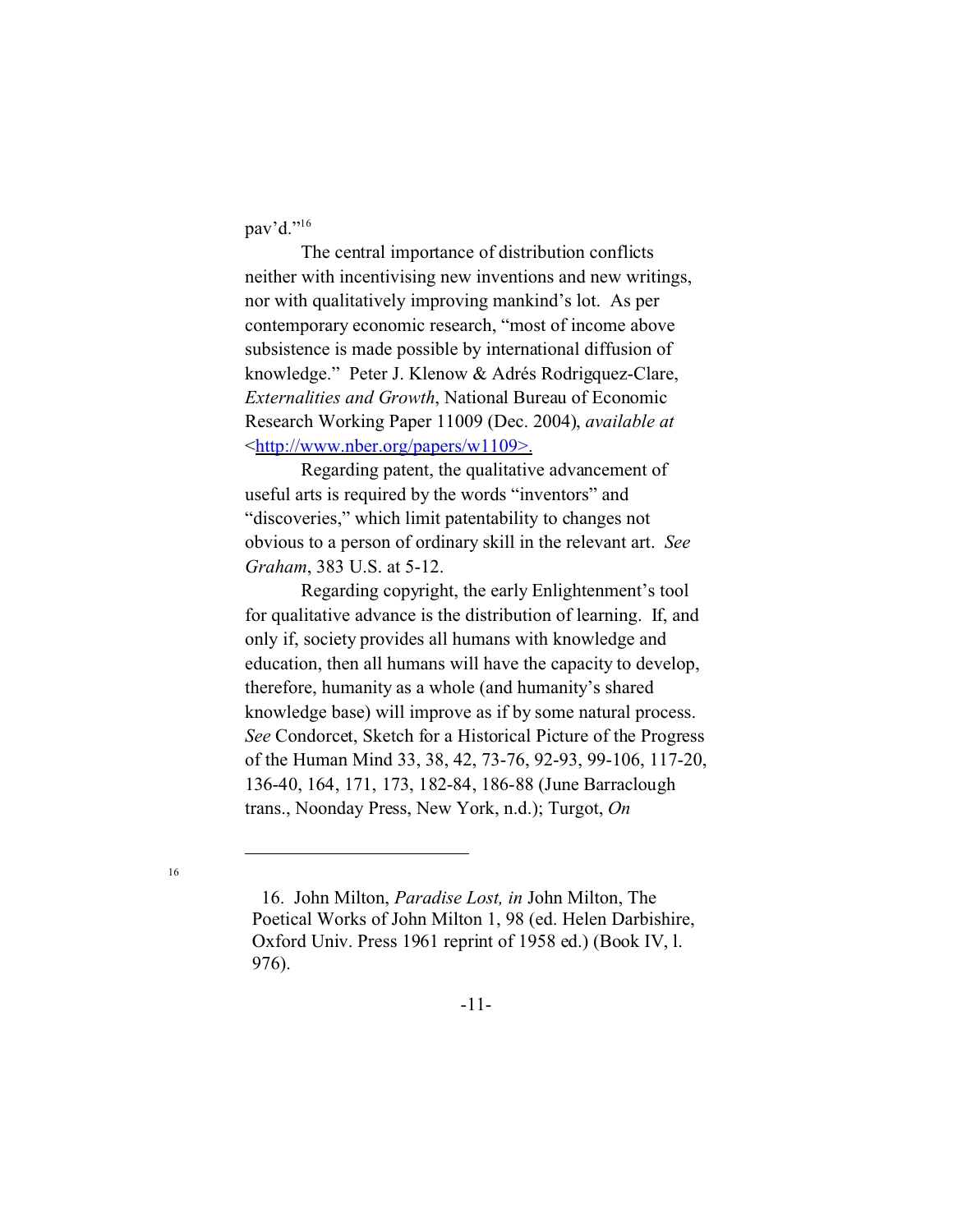pav'd."[16]

The central importance of distribution conflicts neither with incentivising new inventions and new writings, nor with qualitatively improving mankind's lot. As per contemporary economic research, "most of income above subsistence is made possible by international diffusion of knowledge." Peter J. Klenow & Adrés Rodrigquez-Clare, *Externalities and Growth*, National Bureau of Economic Research Working Paper 11009 (Dec. 2004), *available at* <http://www.nber.org/papers/w1109>.

Regarding patent, the qualitative advancement of useful arts is required by the words "inventors" and "discoveries," which limit patentability to changes not obvious to a person of ordinary skill in the relevant art. *See Graham*, 383 U.S. at 5-12.

Regarding copyright, the early Enlightenment's tool for qualitative advance is the distribution of learning. If, and only if, society provides all humans with knowledge and education, then all humans will have the capacity to develop, therefore, humanity as a whole (and humanity's shared knowledge base) will improve as if by some natural process. *See* Condorcet, Sketch for a Historical Picture of the Progress of the Human Mind 33, 38, 42, 73-76, 92-93, 99-106, 117-20, 136-40, 164, 171, 173, 182-84, 186-88 (June Barraclough trans., Noonday Press, New York, n.d.); Turgot, *On*

---

16. John Milton, *Paradise Lost, in* John Milton, The Poetical Works of John Milton 1, 98 (ed. Helen Darbishire, Oxford Univ. Press 1961 reprint of 1958 ed.) (Book IV, l. 976).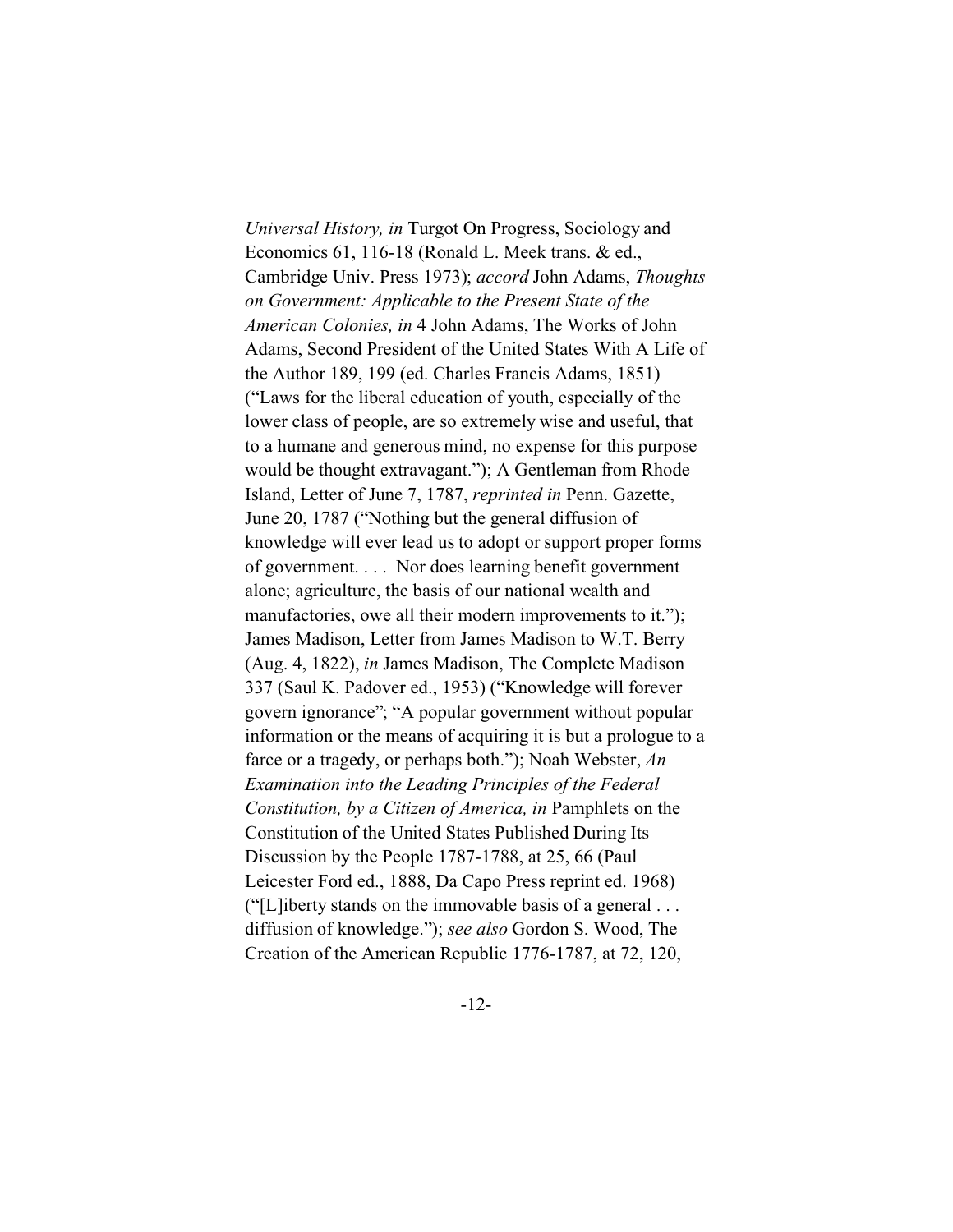*Universal History, in* Turgot On Progress, Sociology and Economics 61, 116-18 (Ronald L. Meek trans. & ed., Cambridge Univ. Press 1973); *accord* John Adams, *Thoughts on Government: Applicable to the Present State of the American Colonies, in* 4 John Adams, The Works of John Adams, Second President of the United States With A Life of the Author 189, 199 (ed. Charles Francis Adams, 1851) ("Laws for the liberal education of youth, especially of the lower class of people, are so extremely wise and useful, that to a humane and generous mind, no expense for this purpose would be thought extravagant."); A Gentleman from Rhode Island, Letter of June 7, 1787, *reprinted in* Penn. Gazette, June 20, 1787 ("Nothing but the general diffusion of knowledge will ever lead us to adopt or support proper forms of government. . . . Nor does learning benefit government alone; agriculture, the basis of our national wealth and manufactories, owe all their modern improvements to it."); James Madison, Letter from James Madison to W.T. Berry (Aug. 4, 1822), *in* James Madison, The Complete Madison 337 (Saul K. Padover ed., 1953) ("Knowledge will forever govern ignorance"; "A popular government without popular information or the means of acquiring it is but a prologue to a farce or a tragedy, or perhaps both."); Noah Webster, *An Examination into the Leading Principles of the Federal Constitution, by a Citizen of America, in* Pamphlets on the Constitution of the United States Published During Its Discussion by the People 1787-1788, at 25, 66 (Paul Leicester Ford ed., 1888, Da Capo Press reprint ed. 1968) ("[L]iberty stands on the immovable basis of a general . . . diffusion of knowledge."); *see also* Gordon S. Wood, The Creation of the American Republic 1776-1787, at 72, 120,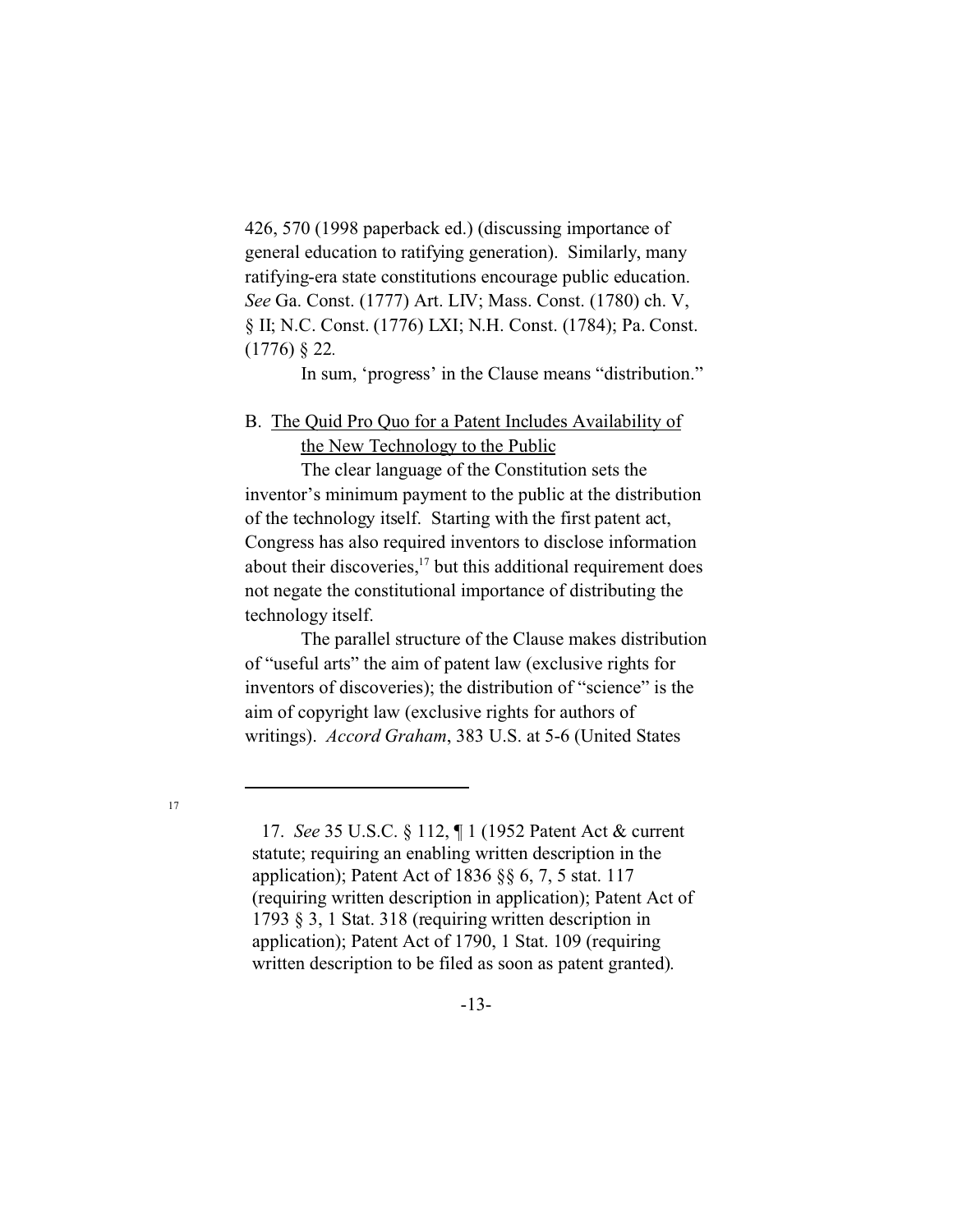426, 570 (1998 paperback ed.) (discussing importance of general education to ratifying generation). Similarly, many ratifying-era state constitutions encourage public education. *See* Ga. Const. (1777) Art. LIV; Mass. Const. (1780) ch. V, § II; N.C. Const. (1776) LXI; N.H. Const. (1784); Pa. Const. (1776) § 22.

In sum, 'progress' in the Clause means "distribution."

### B. The Quid Pro Quo for a Patent Includes Availability of the New Technology to the Public

The clear language of the Constitution sets the inventor's minimum payment to the public at the distribution of the technology itself. Starting with the first patent act, Congress has also required inventors to disclose information about their discoveries,[17] but this additional requirement does not negate the constitutional importance of distributing the technology itself.

The parallel structure of the Clause makes distribution of "useful arts" the aim of patent law (exclusive rights for inventors of discoveries); the distribution of "science" is the aim of copyright law (exclusive rights for authors of writings). *Accord Graham*, 383 U.S. at 5-6 (United States

---

17. *See* 35 U.S.C. § 112, ¶ 1 (1952 Patent Act & current statute; requiring an enabling written description in the application); Patent Act of 1836 §§ 6, 7, 5 stat. 117 (requiring written description in application); Patent Act of 1793 § 3, 1 Stat. 318 (requiring written description in application); Patent Act of 1790, 1 Stat. 109 (requiring written description to be filed as soon as patent granted).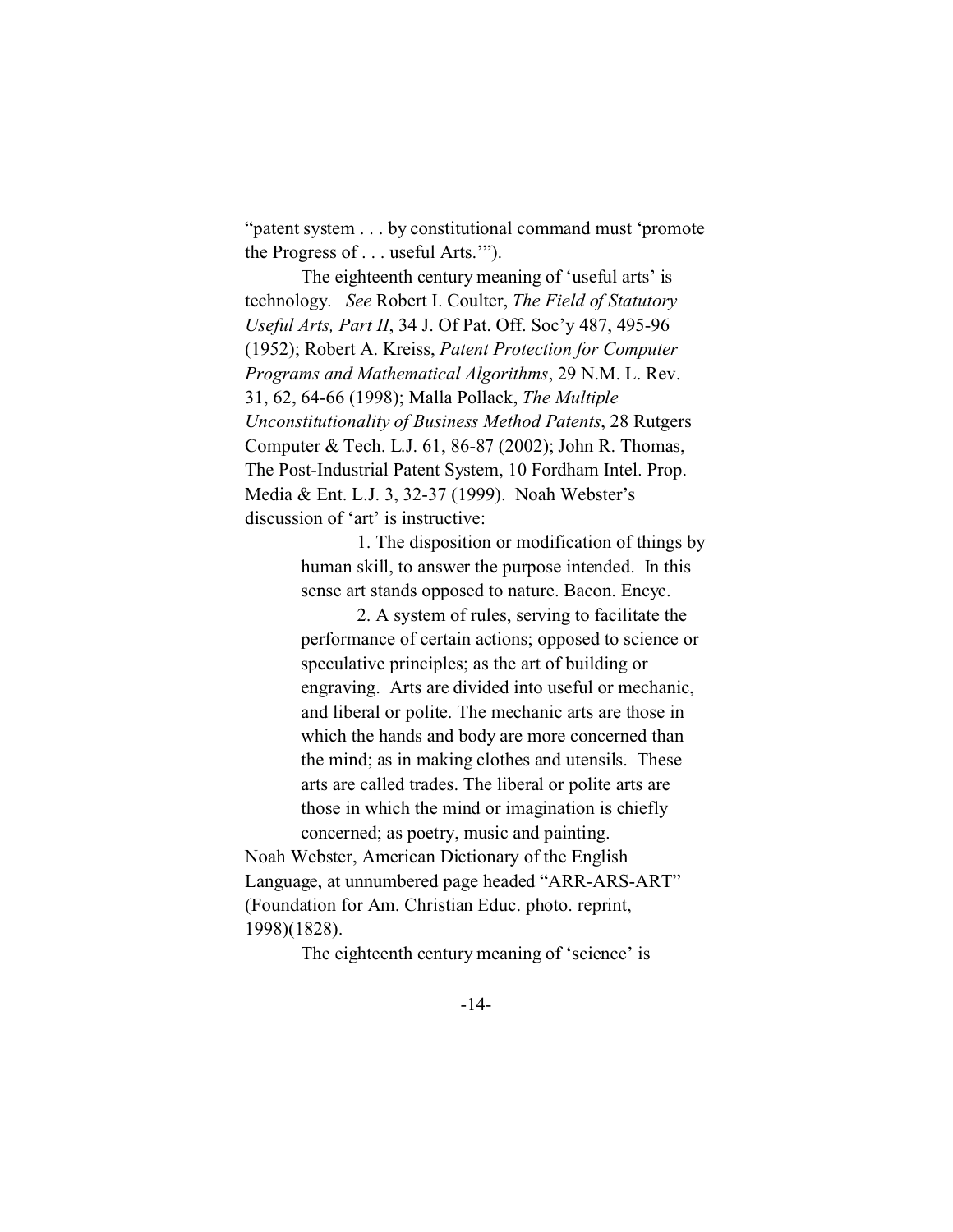"patent system . . . by constitutional command must 'promote the Progress of . . . useful Arts.'").

The eighteenth century meaning of 'useful arts' is technology. *See* Robert I. Coulter, *The Field of Statutory Useful Arts, Part II*, 34 J. Of Pat. Off. Soc'y 487, 495-96 (1952); Robert A. Kreiss, *Patent Protection for Computer Programs and Mathematical Algorithms*, 29 N.M. L. Rev. 31, 62, 64-66 (1998); Malla Pollack, *The Multiple Unconstitutionality of Business Method Patents*, 28 Rutgers Computer & Tech. L.J. 61, 86-87 (2002); John R. Thomas, The Post-Industrial Patent System, 10 Fordham Intel. Prop. Media & Ent. L.J. 3, 32-37 (1999). Noah Webster's discussion of 'art' is instructive:

> 1. The disposition or modification of things by human skill, to answer the purpose intended. In this sense art stands opposed to nature. Bacon. Encyc.
>
> 2. A system of rules, serving to facilitate the performance of certain actions; opposed to science or speculative principles; as the art of building or engraving. Arts are divided into useful or mechanic, and liberal or polite. The mechanic arts are those in which the hands and body are more concerned than the mind; as in making clothes and utensils. These arts are called trades. The liberal or polite arts are those in which the mind or imagination is chiefly concerned; as poetry, music and painting.

Noah Webster, American Dictionary of the English Language, at unnumbered page headed "ARR-ARS-ART" (Foundation for Am. Christian Educ. photo. reprint, 1998)(1828).

The eighteenth century meaning of 'science' is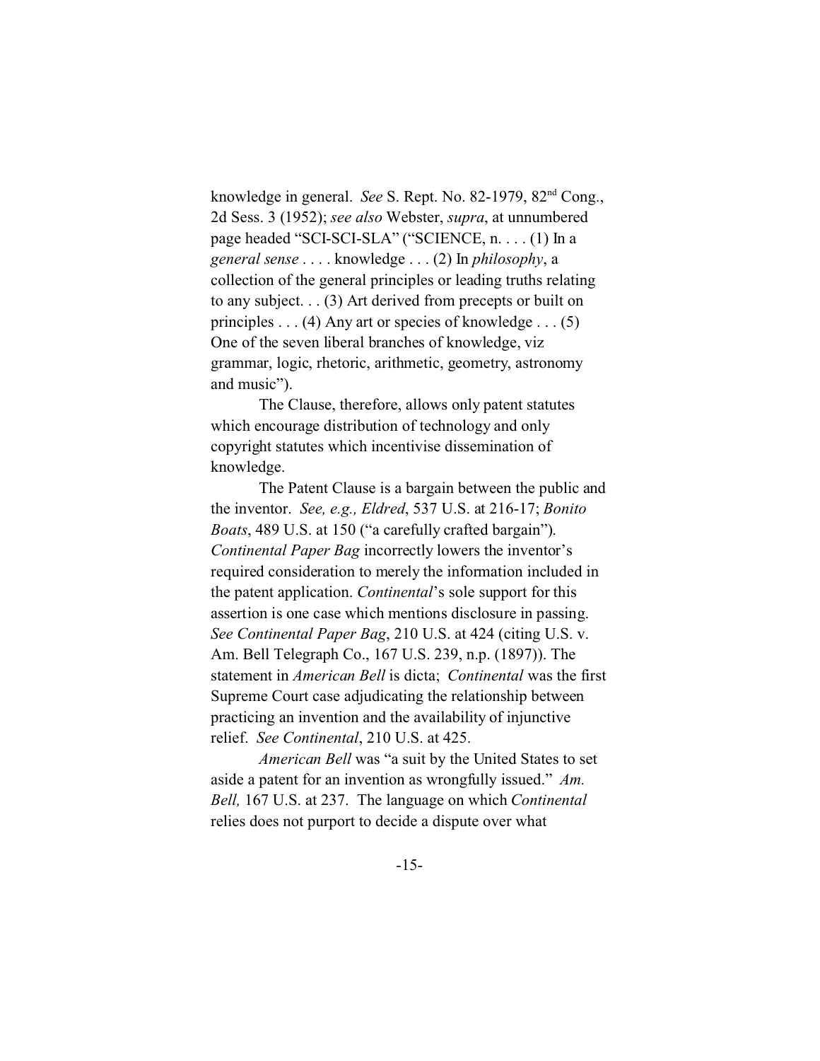knowledge in general. *See* S. Rept. No. 82-1979, 82[nd] Cong., 2d Sess. 3 (1952); *see also* Webster, *supra*, at unnumbered page headed "SCI-SCI-SLA" ("SCIENCE, n. . . . (1) In a *general sense* . . . . knowledge . . . (2) In *philosophy*, a collection of the general principles or leading truths relating to any subject. . . (3) Art derived from precepts or built on principles . . . (4) Any art or species of knowledge . . . (5) One of the seven liberal branches of knowledge, viz grammar, logic, rhetoric, arithmetic, geometry, astronomy and music").

The Clause, therefore, allows only patent statutes which encourage distribution of technology and only copyright statutes which incentivise dissemination of knowledge.

The Patent Clause is a bargain between the public and the inventor. *See, e.g., Eldred*, 537 U.S. at 216-17; *Bonito Boats*, 489 U.S. at 150 ("a carefully crafted bargain"). *Continental Paper Bag* incorrectly lowers the inventor's required consideration to merely the information included in the patent application. *Continental*'s sole support for this assertion is one case which mentions disclosure in passing. *See Continental Paper Bag*, 210 U.S. at 424 (citing U.S. v. Am. Bell Telegraph Co., 167 U.S. 239, n.p. (1897)). The statement in *American Bell* is dicta; *Continental* was the first Supreme Court case adjudicating the relationship between practicing an invention and the availability of injunctive relief. *See Continental*, 210 U.S. at 425.

*American Bell* was "a suit by the United States to set aside a patent for an invention as wrongfully issued." *Am. Bell,* 167 U.S. at 237. The language on which *Continental* relies does not purport to decide a dispute over what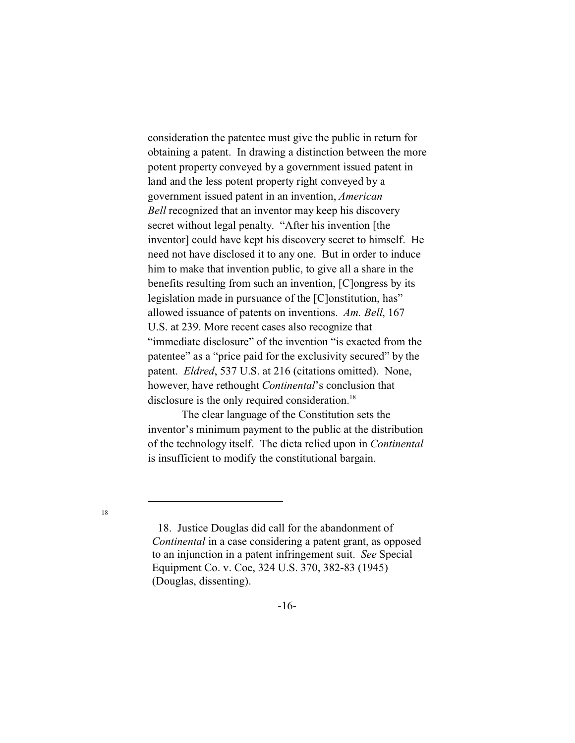consideration the patentee must give the public in return for obtaining a patent. In drawing a distinction between the more potent property conveyed by a government issued patent in land and the less potent property right conveyed by a government issued patent in an invention, *American Bell* recognized that an inventor may keep his discovery secret without legal penalty. "After his invention [the inventor] could have kept his discovery secret to himself. He need not have disclosed it to any one. But in order to induce him to make that invention public, to give all a share in the benefits resulting from such an invention, [C]ongress by its legislation made in pursuance of the [C]onstitution, has" allowed issuance of patents on inventions. *Am. Bell*, 167 U.S. at 239. More recent cases also recognize that "immediate disclosure" of the invention "is exacted from the patentee" as a "price paid for the exclusivity secured" by the patent. *Eldred*, 537 U.S. at 216 (citations omitted). None, however, have rethought *Continental*'s conclusion that disclosure is the only required consideration.[18]

The clear language of the Constitution sets the inventor's minimum payment to the public at the distribution of the technology itself. The dicta relied upon in *Continental* is insufficient to modify the constitutional bargain.

---

18. Justice Douglas did call for the abandonment of *Continental* in a case considering a patent grant, as opposed to an injunction in a patent infringement suit. *See* Special Equipment Co. v. Coe, 324 U.S. 370, 382-83 (1945) (Douglas, dissenting).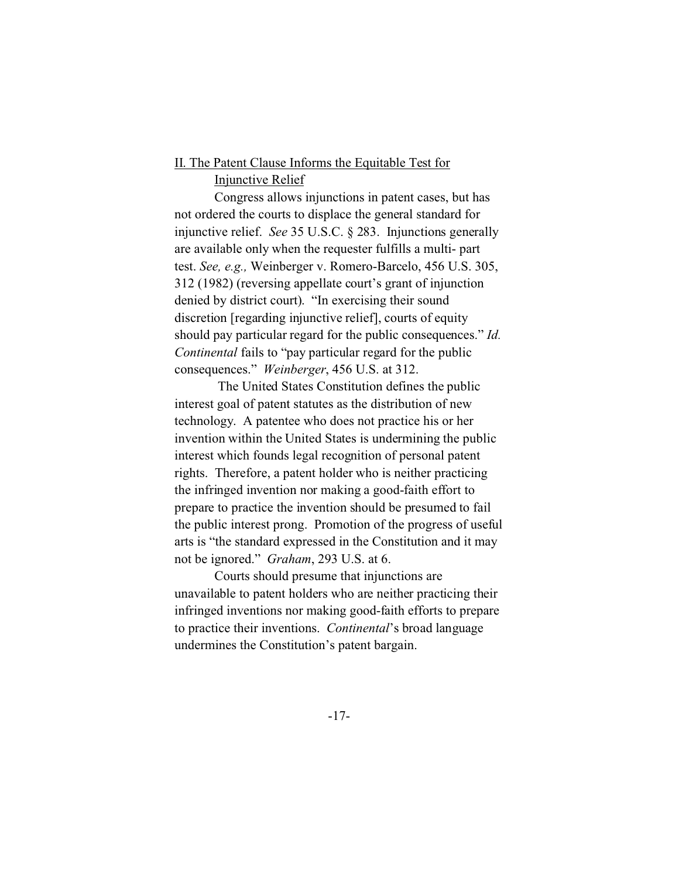## II. The Patent Clause Informs the Equitable Test for Injunctive Relief

Congress allows injunctions in patent cases, but has not ordered the courts to displace the general standard for injunctive relief. *See* 35 U.S.C. § 283. Injunctions generally are available only when the requester fulfills a multi- part test. *See, e.g.,* Weinberger v. Romero-Barcelo, 456 U.S. 305, 312 (1982) (reversing appellate court's grant of injunction denied by district court). "In exercising their sound discretion [regarding injunctive relief], courts of equity should pay particular regard for the public consequences." *Id.* *Continental* fails to "pay particular regard for the public consequences." *Weinberger*, 456 U.S. at 312.

The United States Constitution defines the public interest goal of patent statutes as the distribution of new technology. A patentee who does not practice his or her invention within the United States is undermining the public interest which founds legal recognition of personal patent rights. Therefore, a patent holder who is neither practicing the infringed invention nor making a good-faith effort to prepare to practice the invention should be presumed to fail the public interest prong. Promotion of the progress of useful arts is "the standard expressed in the Constitution and it may not be ignored." *Graham*, 293 U.S. at 6.

Courts should presume that injunctions are unavailable to patent holders who are neither practicing their infringed inventions nor making good-faith efforts to prepare to practice their inventions. *Continental*'s broad language undermines the Constitution's patent bargain.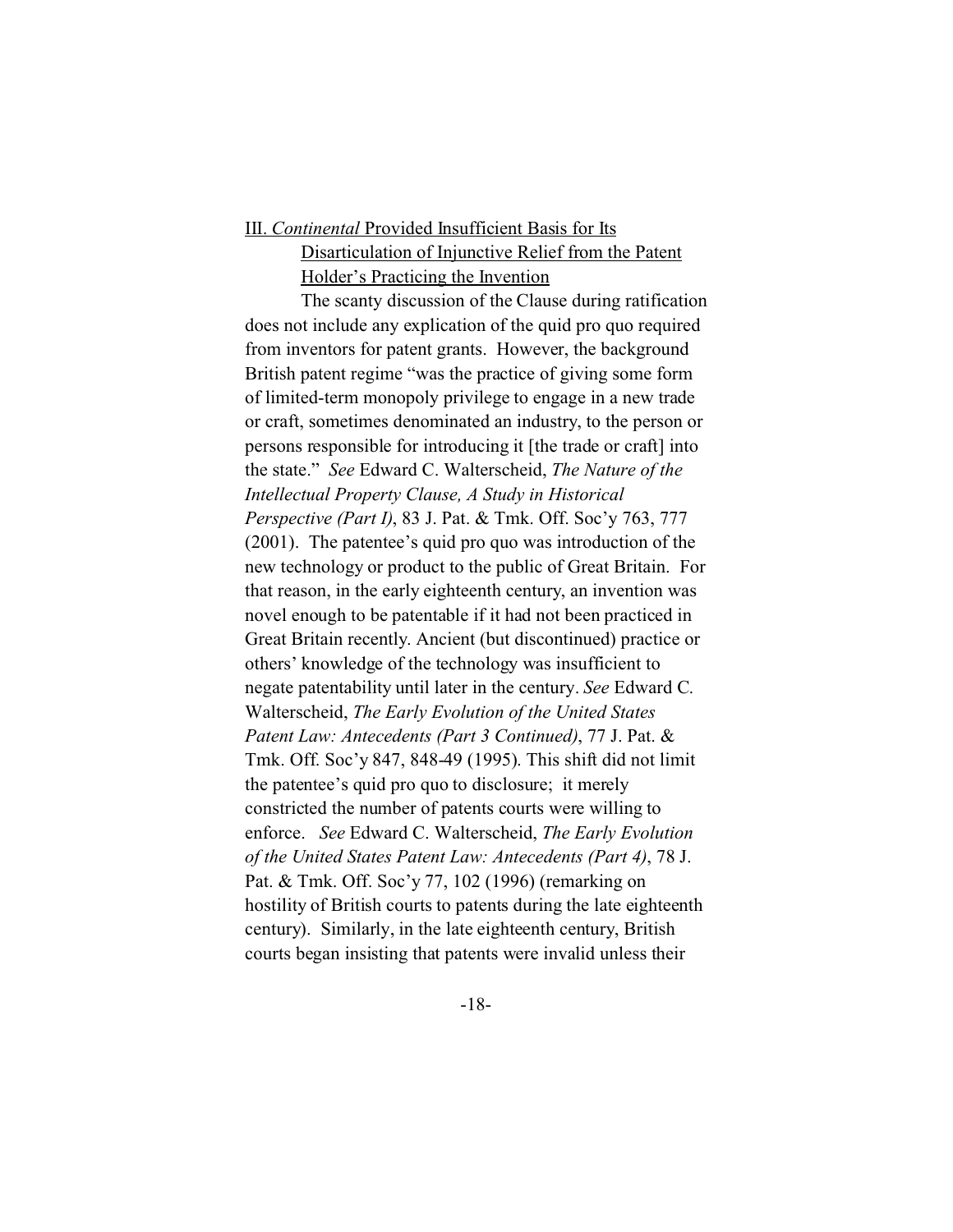## III. *Continental* Provided Insufficient Basis for Its Disarticulation of Injunctive Relief from the Patent Holder's Practicing the Invention

The scanty discussion of the Clause during ratification does not include any explication of the quid pro quo required from inventors for patent grants. However, the background British patent regime "was the practice of giving some form of limited-term monopoly privilege to engage in a new trade or craft, sometimes denominated an industry, to the person or persons responsible for introducing it [the trade or craft] into the state." *See* Edward C. Walterscheid, *The Nature of the Intellectual Property Clause, A Study in Historical Perspective (Part I)*, 83 J. Pat. & Tmk. Off. Soc'y 763, 777 (2001). The patentee's quid pro quo was introduction of the new technology or product to the public of Great Britain. For that reason, in the early eighteenth century, an invention was novel enough to be patentable if it had not been practiced in Great Britain recently. Ancient (but discontinued) practice or others' knowledge of the technology was insufficient to negate patentability until later in the century. *See* Edward C. Walterscheid, *The Early Evolution of the United States Patent Law: Antecedents (Part 3 Continued)*, 77 J. Pat. & Tmk. Off. Soc'y 847, 848-49 (1995). This shift did not limit the patentee's quid pro quo to disclosure; it merely constricted the number of patents courts were willing to enforce. *See* Edward C. Walterscheid, *The Early Evolution of the United States Patent Law: Antecedents (Part 4)*, 78 J. Pat. & Tmk. Off. Soc'y 77, 102 (1996) (remarking on hostility of British courts to patents during the late eighteenth century). Similarly, in the late eighteenth century, British courts began insisting that patents were invalid unless their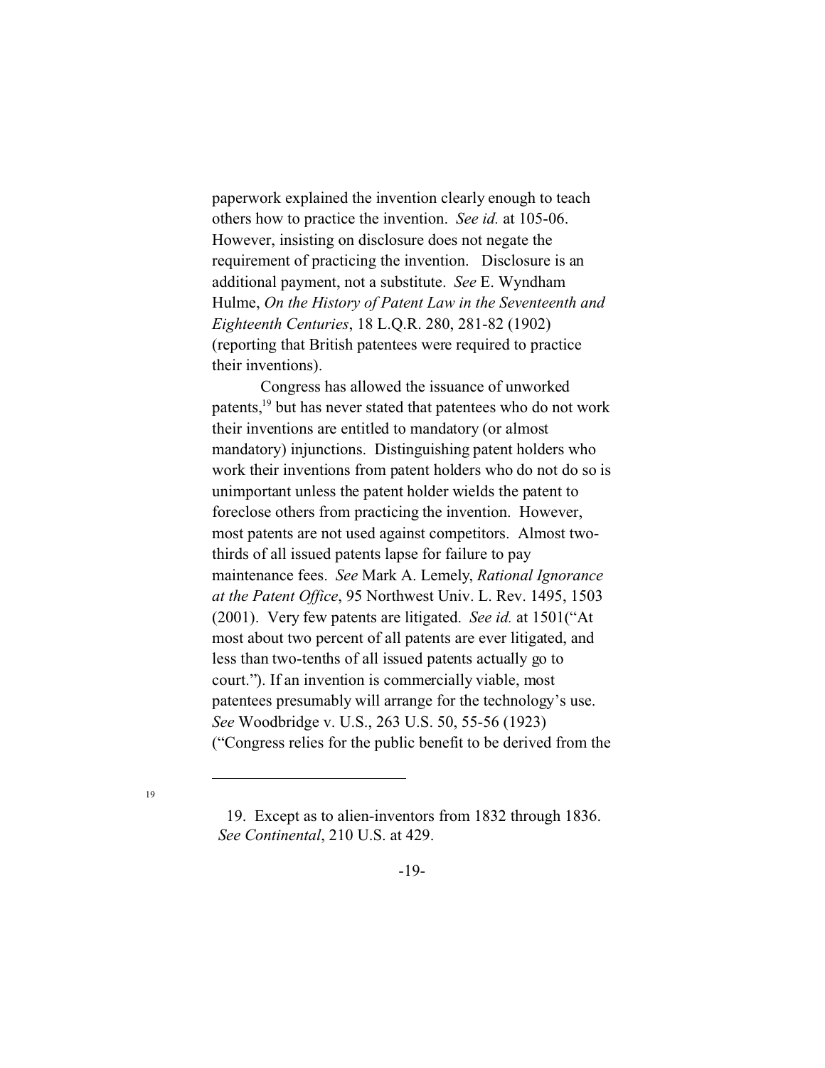paperwork explained the invention clearly enough to teach others how to practice the invention. *See id.* at 105-06. However, insisting on disclosure does not negate the requirement of practicing the invention. Disclosure is an additional payment, not a substitute. *See* E. Wyndham Hulme, *On the History of Patent Law in the Seventeenth and Eighteenth Centuries*, 18 L.Q.R. 280, 281-82 (1902) (reporting that British patentees were required to practice their inventions).

Congress has allowed the issuance of unworked patents,[19] but has never stated that patentees who do not work their inventions are entitled to mandatory (or almost mandatory) injunctions. Distinguishing patent holders who work their inventions from patent holders who do not do so is unimportant unless the patent holder wields the patent to foreclose others from practicing the invention. However, most patents are not used against competitors. Almost two-thirds of all issued patents lapse for failure to pay maintenance fees. *See* Mark A. Lemely, *Rational Ignorance at the Patent Office*, 95 Northwest Univ. L. Rev. 1495, 1503 (2001). Very few patents are litigated. *See id.* at 1501("At most about two percent of all patents are ever litigated, and less than two-tenths of all issued patents actually go to court."). If an invention is commercially viable, most patentees presumably will arrange for the technology's use. *See* Woodbridge v. U.S., 263 U.S. 50, 55-56 (1923) ("Congress relies for the public benefit to be derived from the

---

19. Except as to alien-inventors from 1832 through 1836. *See Continental*, 210 U.S. at 429.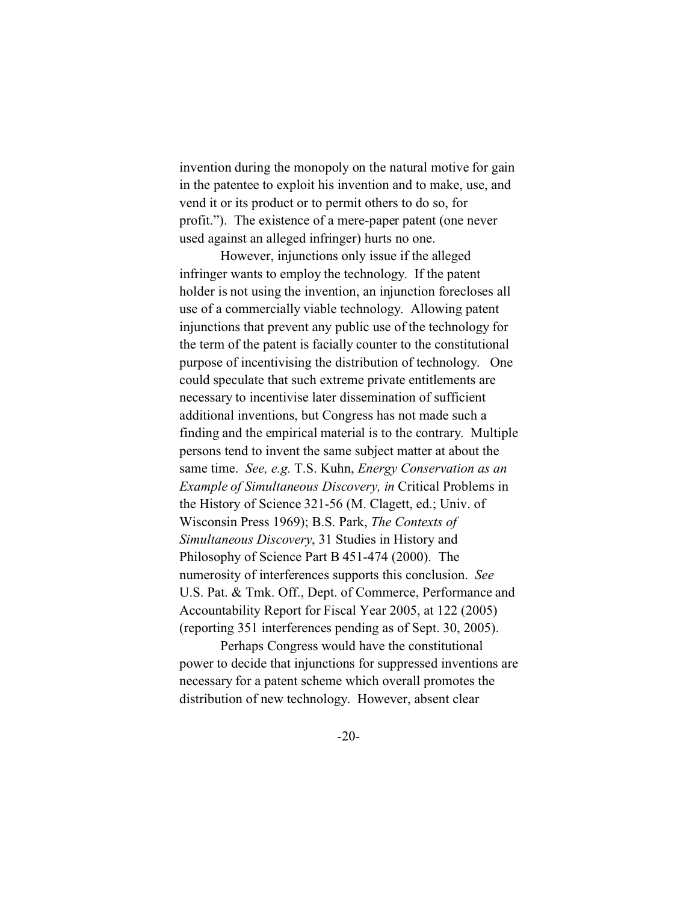invention during the monopoly on the natural motive for gain in the patentee to exploit his invention and to make, use, and vend it or its product or to permit others to do so, for profit."). The existence of a mere-paper patent (one never used against an alleged infringer) hurts no one.

However, injunctions only issue if the alleged infringer wants to employ the technology. If the patent holder is not using the invention, an injunction forecloses all use of a commercially viable technology. Allowing patent injunctions that prevent any public use of the technology for the term of the patent is facially counter to the constitutional purpose of incentivising the distribution of technology. One could speculate that such extreme private entitlements are necessary to incentivise later dissemination of sufficient additional inventions, but Congress has not made such a finding and the empirical material is to the contrary. Multiple persons tend to invent the same subject matter at about the same time. *See, e.g.* T.S. Kuhn, *Energy Conservation as an Example of Simultaneous Discovery, in* Critical Problems in the History of Science 321-56 (M. Clagett, ed.; Univ. of Wisconsin Press 1969); B.S. Park, *The Contexts of Simultaneous Discovery*, 31 Studies in History and Philosophy of Science Part B 451-474 (2000). The numerosity of interferences supports this conclusion. *See* U.S. Pat. & Tmk. Off., Dept. of Commerce, Performance and Accountability Report for Fiscal Year 2005, at 122 (2005) (reporting 351 interferences pending as of Sept. 30, 2005).

Perhaps Congress would have the constitutional power to decide that injunctions for suppressed inventions are necessary for a patent scheme which overall promotes the distribution of new technology. However, absent clear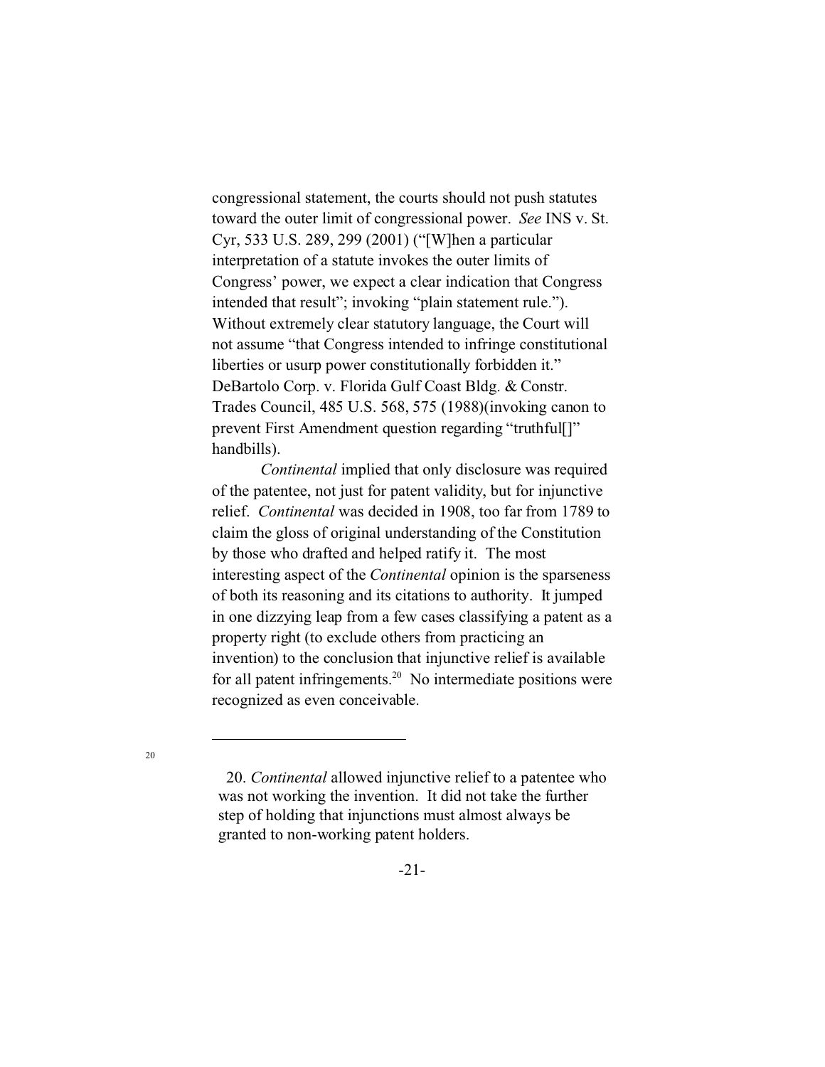congressional statement, the courts should not push statutes toward the outer limit of congressional power. *See* INS v. St. Cyr, 533 U.S. 289, 299 (2001) ("[W]hen a particular interpretation of a statute invokes the outer limits of Congress' power, we expect a clear indication that Congress intended that result"; invoking "plain statement rule."). Without extremely clear statutory language, the Court will not assume "that Congress intended to infringe constitutional liberties or usurp power constitutionally forbidden it." DeBartolo Corp. v. Florida Gulf Coast Bldg. & Constr. Trades Council, 485 U.S. 568, 575 (1988)(invoking canon to prevent First Amendment question regarding "truthful[]" handbills).

*Continental* implied that only disclosure was required of the patentee, not just for patent validity, but for injunctive relief. *Continental* was decided in 1908, too far from 1789 to claim the gloss of original understanding of the Constitution by those who drafted and helped ratify it. The most interesting aspect of the *Continental* opinion is the sparseness of both its reasoning and its citations to authority. It jumped in one dizzying leap from a few cases classifying a patent as a property right (to exclude others from practicing an invention) to the conclusion that injunctive relief is available for all patent infringements.[20] No intermediate positions were recognized as even conceivable.

---

20. *Continental* allowed injunctive relief to a patentee who was not working the invention. It did not take the further step of holding that injunctions must almost always be granted to non-working patent holders.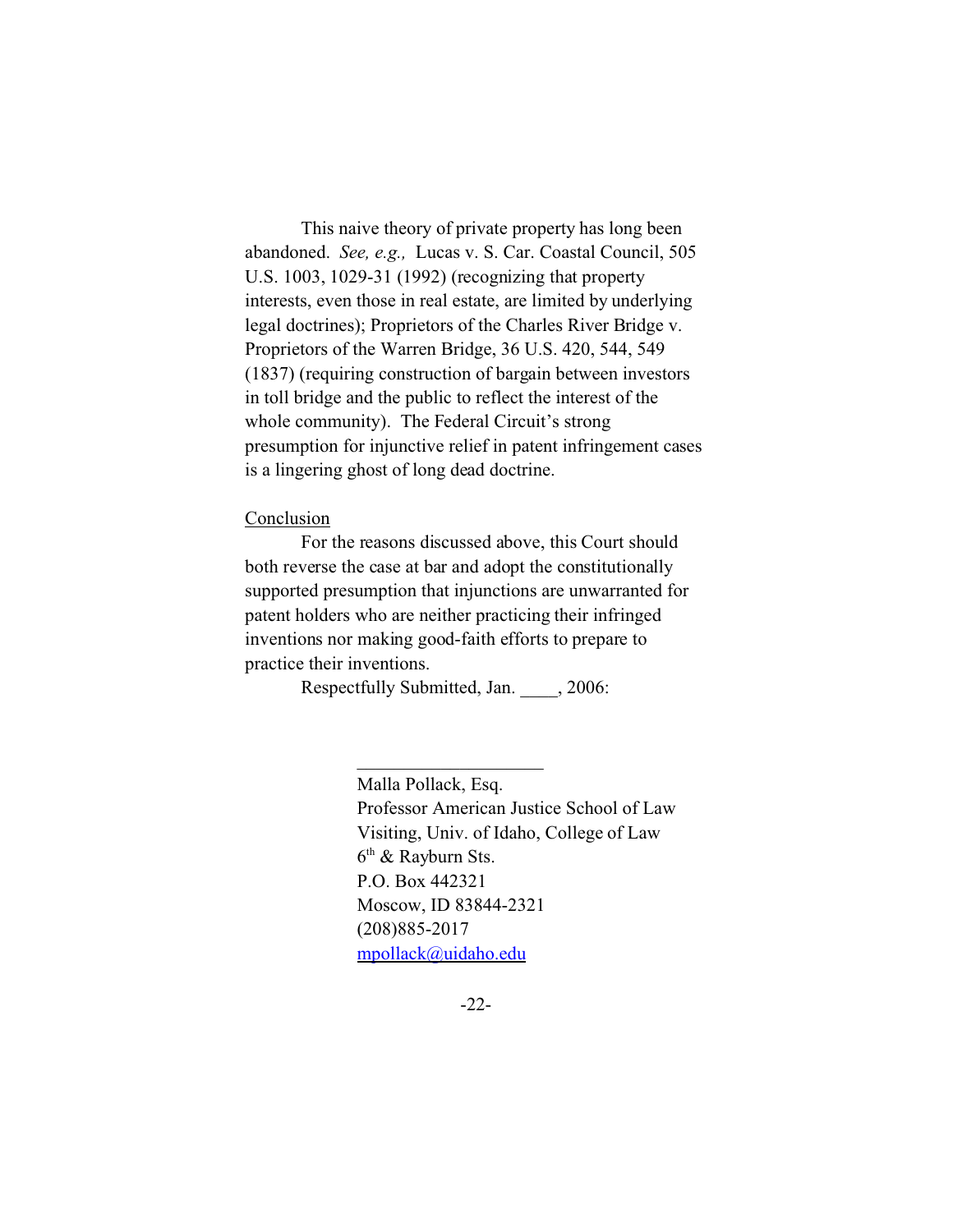This naive theory of private property has long been abandoned. *See, e.g.,* Lucas v. S. Car. Coastal Council, 505 U.S. 1003, 1029-31 (1992) (recognizing that property interests, even those in real estate, are limited by underlying legal doctrines); Proprietors of the Charles River Bridge v. Proprietors of the Warren Bridge, 36 U.S. 420, 544, 549 (1837) (requiring construction of bargain between investors in toll bridge and the public to reflect the interest of the whole community). The Federal Circuit's strong presumption for injunctive relief in patent infringement cases is a lingering ghost of long dead doctrine.

<u>Conclusion</u>

For the reasons discussed above, this Court should both reverse the case at bar and adopt the constitutionally supported presumption that injunctions are unwarranted for patent holders who are neither practicing their infringed inventions nor making good-faith efforts to prepare to practice their inventions.

Respectfully Submitted, Jan. ____, 2006:

____________________
Malla Pollack, Esq.
Professor American Justice School of Law
Visiting, Univ. of Idaho, College of Law
6th & Rayburn Sts.
P.O. Box 442321
Moscow, ID 83844-2321
(208)885-2017
mpollack@uidaho.edu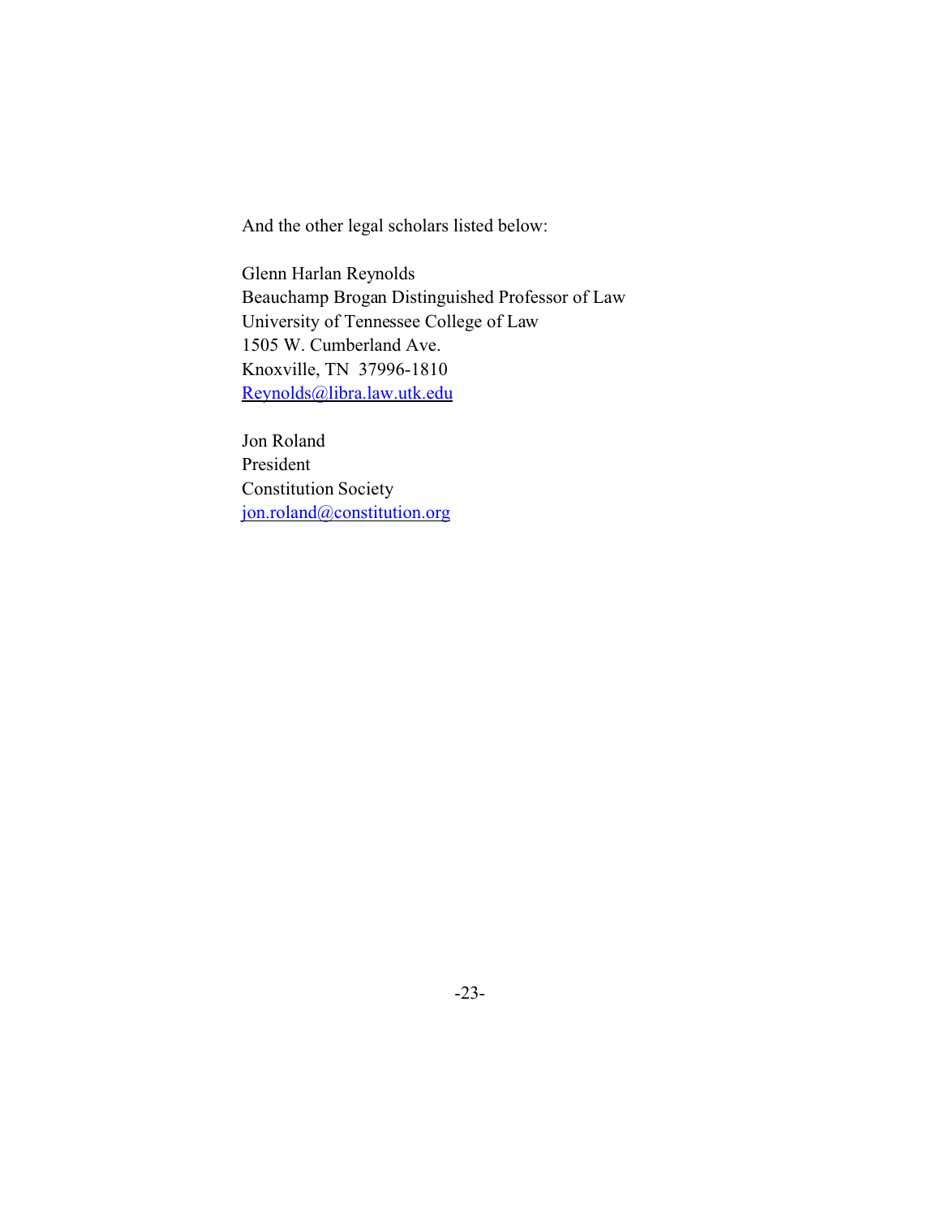And the other legal scholars listed below:

Glenn Harlan Reynolds  
Beauchamp Brogan Distinguished Professor of Law  
University of Tennessee College of Law  
1505 W. Cumberland Ave.  
Knoxville, TN 37996-1810  
Reynolds@libra.law.utk.edu

Jon Roland  
President  
Constitution Society  
jon.roland@constitution.org